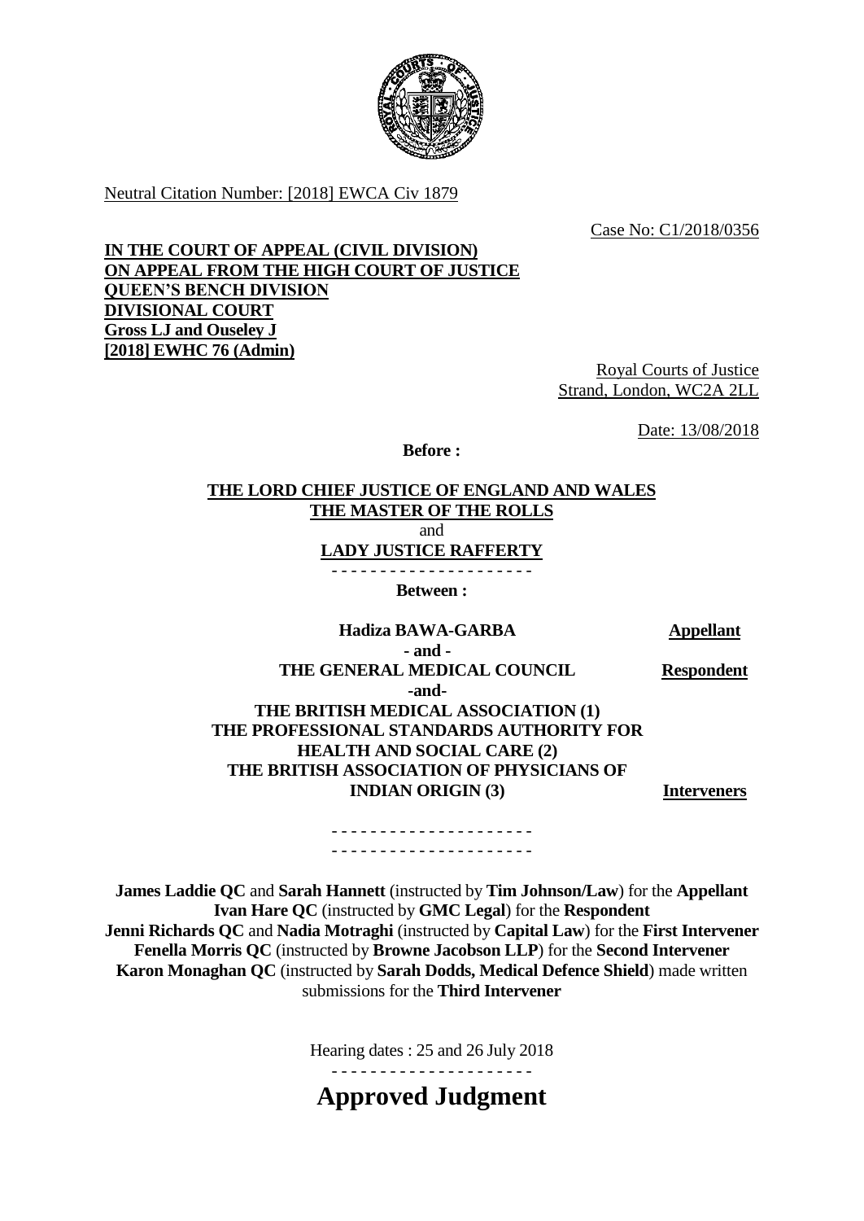Neutral Citation Number: [2018] EWCA Civ 1879

Case No: C1/2018/0356

**IN THE COURT OF APPEAL (CIVIL DIVISION)**
**ON APPEAL FROM THE HIGH COURT OF JUSTICE**
**QUEEN'S BENCH DIVISION**
**DIVISIONAL COURT**
**Gross LJ and Ouseley J**
**[2018] EWHC 76 (Admin)**

Royal Courts of Justice
Strand, London, WC2A 2LL

Date: 13/08/2018

**Before :**

**THE LORD CHIEF JUSTICE OF ENGLAND AND WALES**
**THE MASTER OF THE ROLLS**
and
**LADY JUSTICE RAFFERTY**

- - - - - - - - - - - - - - - - - - - - -

**Between :**

| | |
|---|---|
| **Hadiza BAWA-GARBA** | **Appellant** |
| **- and -** | |
| **THE GENERAL MEDICAL COUNCIL** | **Respondent** |
| **-and-** | |
| **THE BRITISH MEDICAL ASSOCIATION (1)** **THE PROFESSIONAL STANDARDS AUTHORITY FOR HEALTH AND SOCIAL CARE (2)** **THE BRITISH ASSOCIATION OF PHYSICIANS OF INDIAN ORIGIN (3)** | **Interveners** |

- - - - - - - - - - - - - - - - - - - - -
- - - - - - - - - - - - - - - - - - - - -

**James Laddie QC** and **Sarah Hannett** (instructed by **Tim Johnson/Law**) for the **Appellant**
**Ivan Hare QC** (instructed by **GMC Legal**) for the **Respondent**
**Jenni Richards QC** and **Nadia Motraghi** (instructed by **Capital Law**) for the **First Intervener**
**Fenella Morris QC** (instructed by **Browne Jacobson LLP**) for the **Second Intervener**
**Karon Monaghan QC** (instructed by **Sarah Dodds, Medical Defence Shield**) made written submissions for the **Third Intervener**

Hearing dates : 25 and 26 July 2018

- - - - - - - - - - - - - - - - - - - - -

# Approved Judgment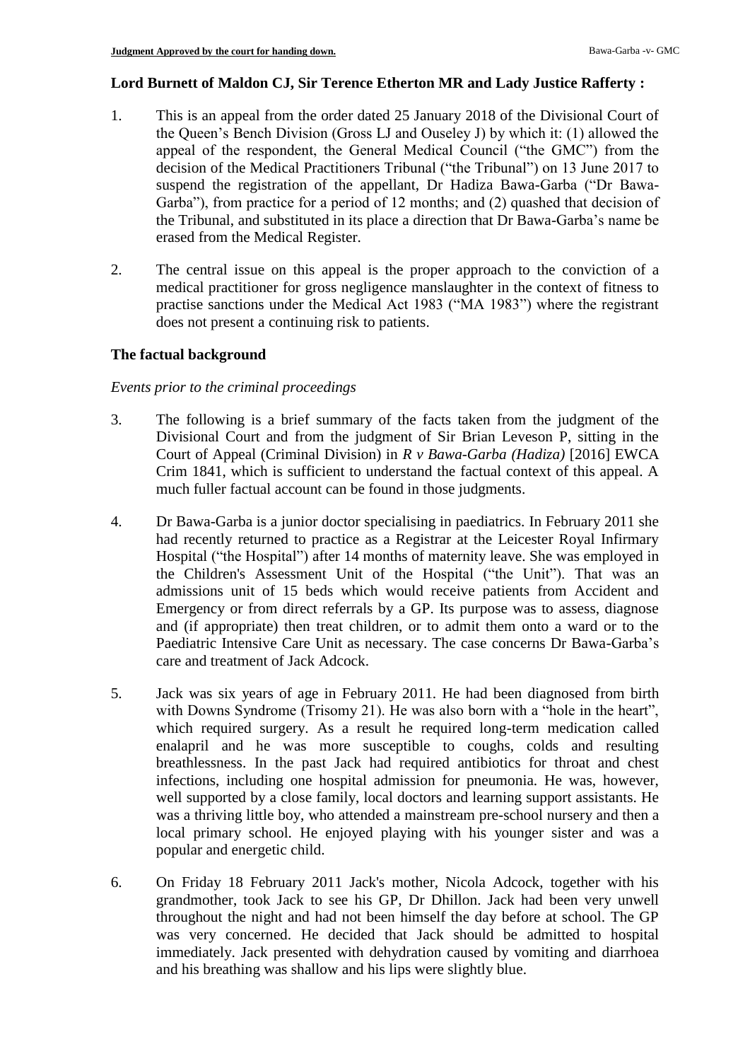**Lord Burnett of Maldon CJ, Sir Terence Etherton MR and Lady Justice Rafferty :**

1. This is an appeal from the order dated 25 January 2018 of the Divisional Court of the Queen's Bench Division (Gross LJ and Ouseley J) by which it: (1) allowed the appeal of the respondent, the General Medical Council ("the GMC") from the decision of the Medical Practitioners Tribunal ("the Tribunal") on 13 June 2017 to suspend the registration of the appellant, Dr Hadiza Bawa-Garba ("Dr Bawa-Garba"), from practice for a period of 12 months; and (2) quashed that decision of the Tribunal, and substituted in its place a direction that Dr Bawa-Garba's name be erased from the Medical Register.

2. The central issue on this appeal is the proper approach to the conviction of a medical practitioner for gross negligence manslaughter in the context of fitness to practise sanctions under the Medical Act 1983 ("MA 1983") where the registrant does not present a continuing risk to patients.

## The factual background

*Events prior to the criminal proceedings*

3. The following is a brief summary of the facts taken from the judgment of the Divisional Court and from the judgment of Sir Brian Leveson P, sitting in the Court of Appeal (Criminal Division) in *R v Bawa-Garba (Hadiza)* [2016] EWCA Crim 1841, which is sufficient to understand the factual context of this appeal. A much fuller factual account can be found in those judgments.

4. Dr Bawa-Garba is a junior doctor specialising in paediatrics. In February 2011 she had recently returned to practice as a Registrar at the Leicester Royal Infirmary Hospital ("the Hospital") after 14 months of maternity leave. She was employed in the Children's Assessment Unit of the Hospital ("the Unit"). That was an admissions unit of 15 beds which would receive patients from Accident and Emergency or from direct referrals by a GP. Its purpose was to assess, diagnose and (if appropriate) then treat children, or to admit them onto a ward or to the Paediatric Intensive Care Unit as necessary. The case concerns Dr Bawa-Garba's care and treatment of Jack Adcock.

5. Jack was six years of age in February 2011. He had been diagnosed from birth with Downs Syndrome (Trisomy 21). He was also born with a "hole in the heart", which required surgery. As a result he required long-term medication called enalapril and he was more susceptible to coughs, colds and resulting breathlessness. In the past Jack had required antibiotics for throat and chest infections, including one hospital admission for pneumonia. He was, however, well supported by a close family, local doctors and learning support assistants. He was a thriving little boy, who attended a mainstream pre-school nursery and then a local primary school. He enjoyed playing with his younger sister and was a popular and energetic child.

6. On Friday 18 February 2011 Jack's mother, Nicola Adcock, together with his grandmother, took Jack to see his GP, Dr Dhillon. Jack had been very unwell throughout the night and had not been himself the day before at school. The GP was very concerned. He decided that Jack should be admitted to hospital immediately. Jack presented with dehydration caused by vomiting and diarrhoea and his breathing was shallow and his lips were slightly blue.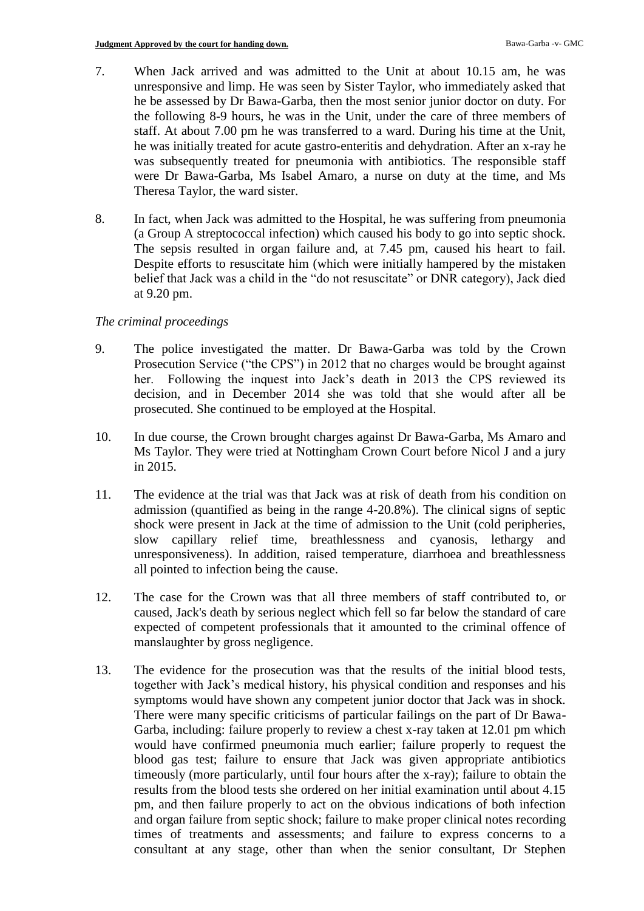7. When Jack arrived and was admitted to the Unit at about 10.15 am, he was unresponsive and limp. He was seen by Sister Taylor, who immediately asked that he be assessed by Dr Bawa-Garba, then the most senior junior doctor on duty. For the following 8-9 hours, he was in the Unit, under the care of three members of staff. At about 7.00 pm he was transferred to a ward. During his time at the Unit, he was initially treated for acute gastro-enteritis and dehydration. After an x-ray he was subsequently treated for pneumonia with antibiotics. The responsible staff were Dr Bawa-Garba, Ms Isabel Amaro, a nurse on duty at the time, and Ms Theresa Taylor, the ward sister.

8. In fact, when Jack was admitted to the Hospital, he was suffering from pneumonia (a Group A streptococcal infection) which caused his body to go into septic shock. The sepsis resulted in organ failure and, at 7.45 pm, caused his heart to fail. Despite efforts to resuscitate him (which were initially hampered by the mistaken belief that Jack was a child in the "do not resuscitate" or DNR category), Jack died at 9.20 pm.

*The criminal proceedings*

9. The police investigated the matter. Dr Bawa-Garba was told by the Crown Prosecution Service ("the CPS") in 2012 that no charges would be brought against her. Following the inquest into Jack's death in 2013 the CPS reviewed its decision, and in December 2014 she was told that she would after all be prosecuted. She continued to be employed at the Hospital.

10. In due course, the Crown brought charges against Dr Bawa-Garba, Ms Amaro and Ms Taylor. They were tried at Nottingham Crown Court before Nicol J and a jury in 2015.

11. The evidence at the trial was that Jack was at risk of death from his condition on admission (quantified as being in the range 4-20.8%). The clinical signs of septic shock were present in Jack at the time of admission to the Unit (cold peripheries, slow capillary relief time, breathlessness and cyanosis, lethargy and unresponsiveness). In addition, raised temperature, diarrhoea and breathlessness all pointed to infection being the cause.

12. The case for the Crown was that all three members of staff contributed to, or caused, Jack's death by serious neglect which fell so far below the standard of care expected of competent professionals that it amounted to the criminal offence of manslaughter by gross negligence.

13. The evidence for the prosecution was that the results of the initial blood tests, together with Jack's medical history, his physical condition and responses and his symptoms would have shown any competent junior doctor that Jack was in shock. There were many specific criticisms of particular failings on the part of Dr Bawa-Garba, including: failure properly to review a chest x-ray taken at 12.01 pm which would have confirmed pneumonia much earlier; failure properly to request the blood gas test; failure to ensure that Jack was given appropriate antibiotics timeously (more particularly, until four hours after the x-ray); failure to obtain the results from the blood tests she ordered on her initial examination until about 4.15 pm, and then failure properly to act on the obvious indications of both infection and organ failure from septic shock; failure to make proper clinical notes recording times of treatments and assessments; and failure to express concerns to a consultant at any stage, other than when the senior consultant, Dr Stephen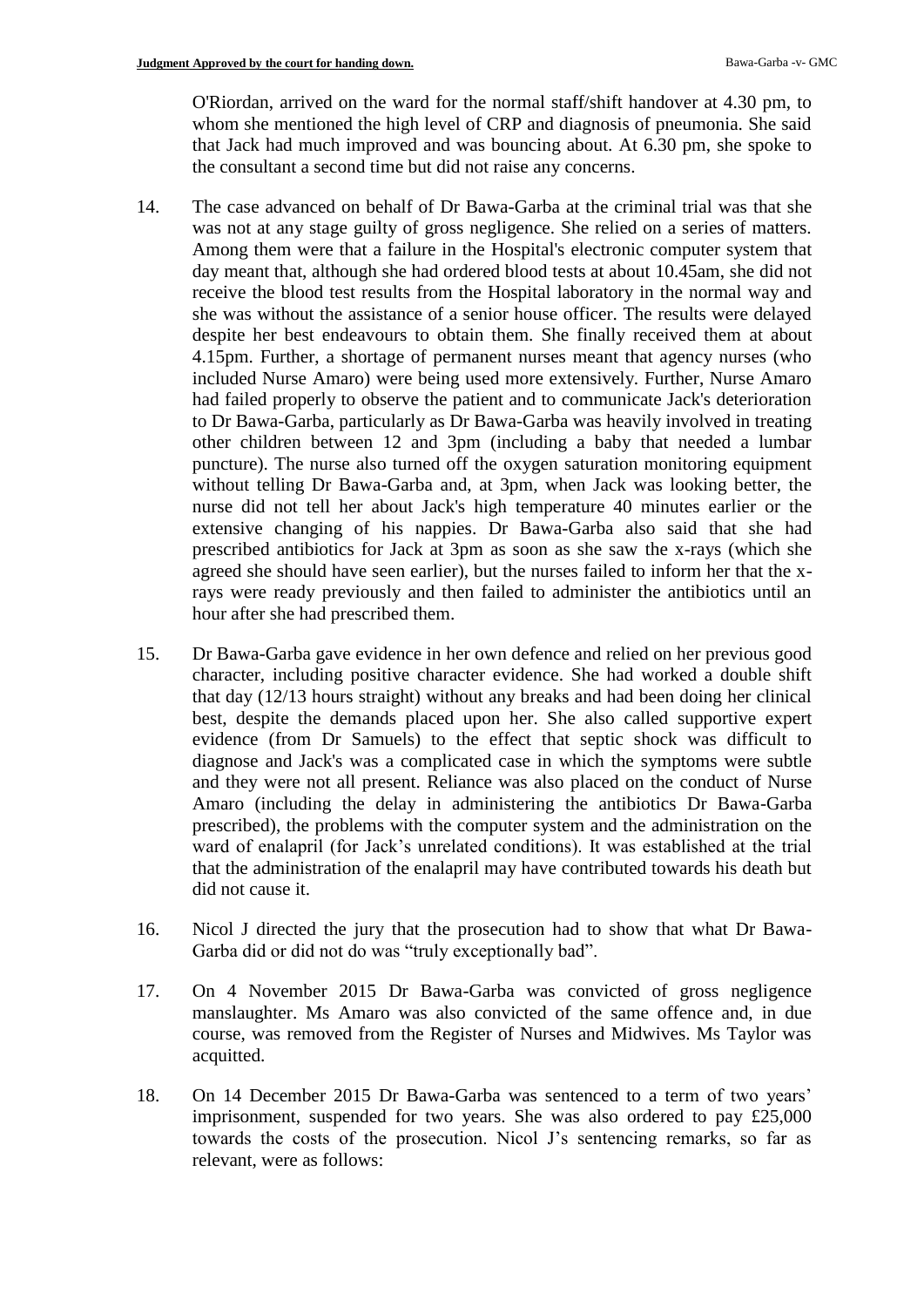O'Riordan, arrived on the ward for the normal staff/shift handover at 4.30 pm, to whom she mentioned the high level of CRP and diagnosis of pneumonia. She said that Jack had much improved and was bouncing about. At 6.30 pm, she spoke to the consultant a second time but did not raise any concerns.

14. The case advanced on behalf of Dr Bawa-Garba at the criminal trial was that she was not at any stage guilty of gross negligence. She relied on a series of matters. Among them were that a failure in the Hospital's electronic computer system that day meant that, although she had ordered blood tests at about 10.45am, she did not receive the blood test results from the Hospital laboratory in the normal way and she was without the assistance of a senior house officer. The results were delayed despite her best endeavours to obtain them. She finally received them at about 4.15pm. Further, a shortage of permanent nurses meant that agency nurses (who included Nurse Amaro) were being used more extensively. Further, Nurse Amaro had failed properly to observe the patient and to communicate Jack's deterioration to Dr Bawa-Garba, particularly as Dr Bawa-Garba was heavily involved in treating other children between 12 and 3pm (including a baby that needed a lumbar puncture). The nurse also turned off the oxygen saturation monitoring equipment without telling Dr Bawa-Garba and, at 3pm, when Jack was looking better, the nurse did not tell her about Jack's high temperature 40 minutes earlier or the extensive changing of his nappies. Dr Bawa-Garba also said that she had prescribed antibiotics for Jack at 3pm as soon as she saw the x-rays (which she agreed she should have seen earlier), but the nurses failed to inform her that the x-rays were ready previously and then failed to administer the antibiotics until an hour after she had prescribed them.

15. Dr Bawa-Garba gave evidence in her own defence and relied on her previous good character, including positive character evidence. She had worked a double shift that day (12/13 hours straight) without any breaks and had been doing her clinical best, despite the demands placed upon her. She also called supportive expert evidence (from Dr Samuels) to the effect that septic shock was difficult to diagnose and Jack's was a complicated case in which the symptoms were subtle and they were not all present. Reliance was also placed on the conduct of Nurse Amaro (including the delay in administering the antibiotics Dr Bawa-Garba prescribed), the problems with the computer system and the administration on the ward of enalapril (for Jack's unrelated conditions). It was established at the trial that the administration of the enalapril may have contributed towards his death but did not cause it.

16. Nicol J directed the jury that the prosecution had to show that what Dr Bawa-Garba did or did not do was "truly exceptionally bad".

17. On 4 November 2015 Dr Bawa-Garba was convicted of gross negligence manslaughter. Ms Amaro was also convicted of the same offence and, in due course, was removed from the Register of Nurses and Midwives. Ms Taylor was acquitted.

18. On 14 December 2015 Dr Bawa-Garba was sentenced to a term of two years' imprisonment, suspended for two years. She was also ordered to pay £25,000 towards the costs of the prosecution. Nicol J's sentencing remarks, so far as relevant, were as follows: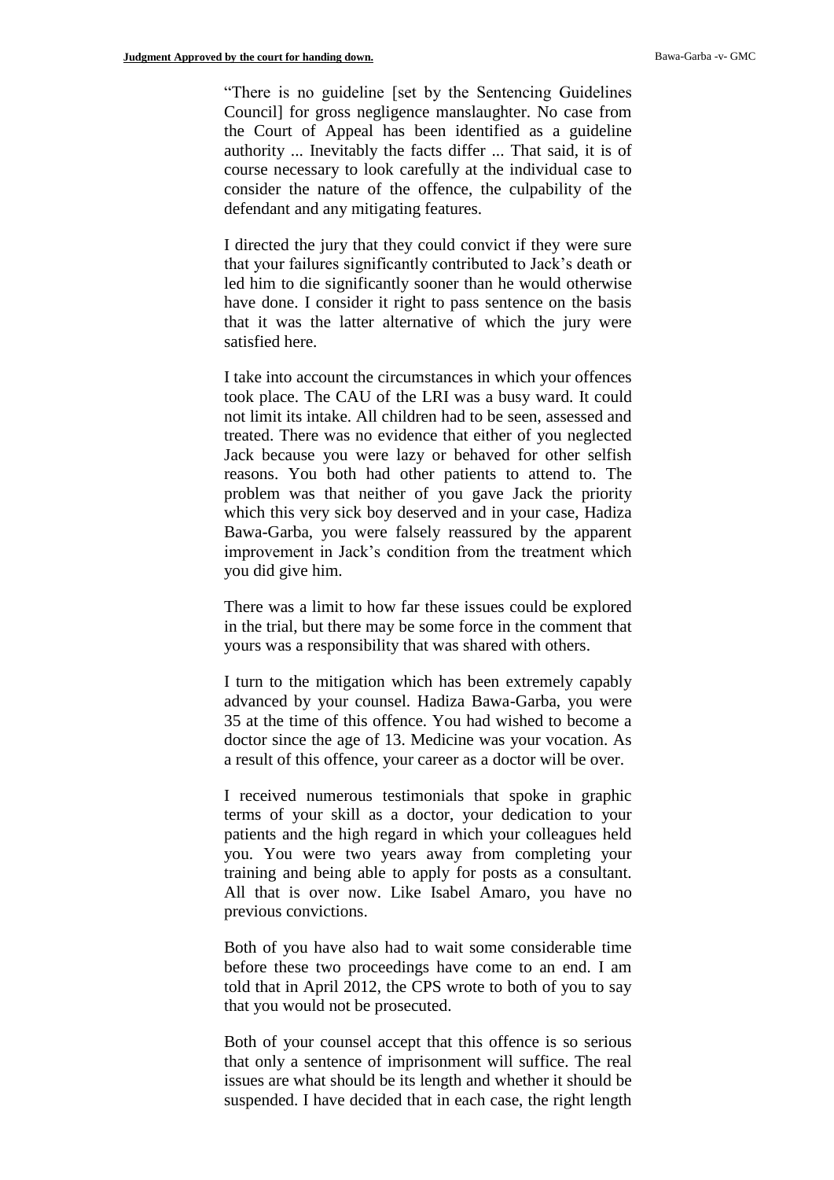"There is no guideline [set by the Sentencing Guidelines Council] for gross negligence manslaughter. No case from the Court of Appeal has been identified as a guideline authority ... Inevitably the facts differ ... That said, it is of course necessary to look carefully at the individual case to consider the nature of the offence, the culpability of the defendant and any mitigating features.

I directed the jury that they could convict if they were sure that your failures significantly contributed to Jack's death or led him to die significantly sooner than he would otherwise have done. I consider it right to pass sentence on the basis that it was the latter alternative of which the jury were satisfied here.

I take into account the circumstances in which your offences took place. The CAU of the LRI was a busy ward. It could not limit its intake. All children had to be seen, assessed and treated. There was no evidence that either of you neglected Jack because you were lazy or behaved for other selfish reasons. You both had other patients to attend to. The problem was that neither of you gave Jack the priority which this very sick boy deserved and in your case, Hadiza Bawa-Garba, you were falsely reassured by the apparent improvement in Jack's condition from the treatment which you did give him.

There was a limit to how far these issues could be explored in the trial, but there may be some force in the comment that yours was a responsibility that was shared with others.

I turn to the mitigation which has been extremely capably advanced by your counsel. Hadiza Bawa-Garba, you were 35 at the time of this offence. You had wished to become a doctor since the age of 13. Medicine was your vocation. As a result of this offence, your career as a doctor will be over.

I received numerous testimonials that spoke in graphic terms of your skill as a doctor, your dedication to your patients and the high regard in which your colleagues held you. You were two years away from completing your training and being able to apply for posts as a consultant. All that is over now. Like Isabel Amaro, you have no previous convictions.

Both of you have also had to wait some considerable time before these two proceedings have come to an end. I am told that in April 2012, the CPS wrote to both of you to say that you would not be prosecuted.

Both of your counsel accept that this offence is so serious that only a sentence of imprisonment will suffice. The real issues are what should be its length and whether it should be suspended. I have decided that in each case, the right length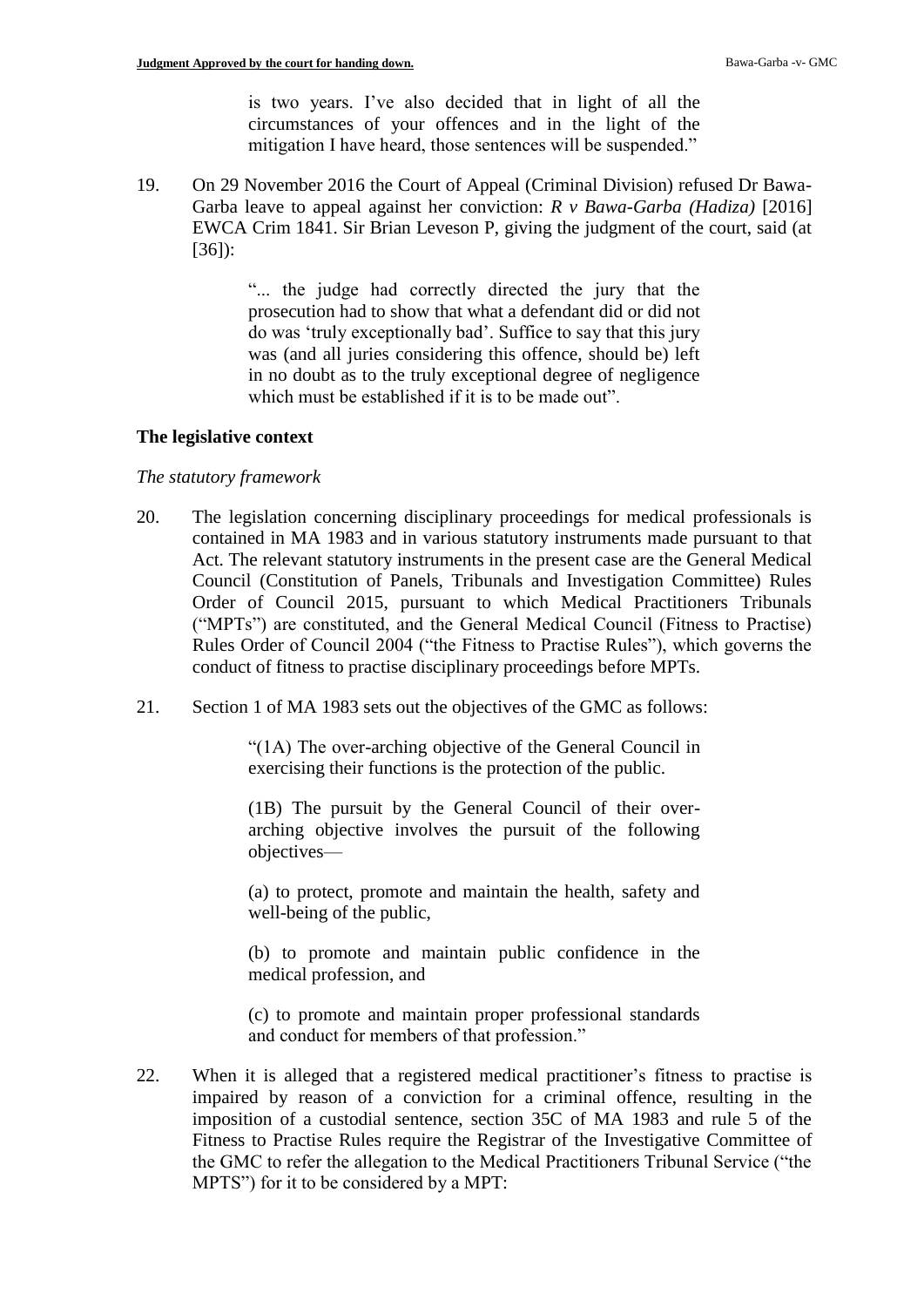is two years. I've also decided that in light of all the circumstances of your offences and in the light of the mitigation I have heard, those sentences will be suspended."

19. On 29 November 2016 the Court of Appeal (Criminal Division) refused Dr Bawa-Garba leave to appeal against her conviction: *R v Bawa-Garba (Hadiza)* [2016] EWCA Crim 1841. Sir Brian Leveson P, giving the judgment of the court, said (at [36]):

> "... the judge had correctly directed the jury that the prosecution had to show that what a defendant did or did not do was 'truly exceptionally bad'. Suffice to say that this jury was (and all juries considering this offence, should be) left in no doubt as to the truly exceptional degree of negligence which must be established if it is to be made out".

## The legislative context

### *The statutory framework*

20. The legislation concerning disciplinary proceedings for medical professionals is contained in MA 1983 and in various statutory instruments made pursuant to that Act. The relevant statutory instruments in the present case are the General Medical Council (Constitution of Panels, Tribunals and Investigation Committee) Rules Order of Council 2015, pursuant to which Medical Practitioners Tribunals ("MPTs") are constituted, and the General Medical Council (Fitness to Practise) Rules Order of Council 2004 ("the Fitness to Practise Rules"), which governs the conduct of fitness to practise disciplinary proceedings before MPTs.

21. Section 1 of MA 1983 sets out the objectives of the GMC as follows:

> "(1A) The over-arching objective of the General Council in exercising their functions is the protection of the public.
>
> (1B) The pursuit by the General Council of their over-arching objective involves the pursuit of the following objectives—
>
> (a) to protect, promote and maintain the health, safety and well-being of the public,
>
> (b) to promote and maintain public confidence in the medical profession, and
>
> (c) to promote and maintain proper professional standards and conduct for members of that profession."

22. When it is alleged that a registered medical practitioner's fitness to practise is impaired by reason of a conviction for a criminal offence, resulting in the imposition of a custodial sentence, section 35C of MA 1983 and rule 5 of the Fitness to Practise Rules require the Registrar of the Investigative Committee of the GMC to refer the allegation to the Medical Practitioners Tribunal Service ("the MPTS") for it to be considered by a MPT: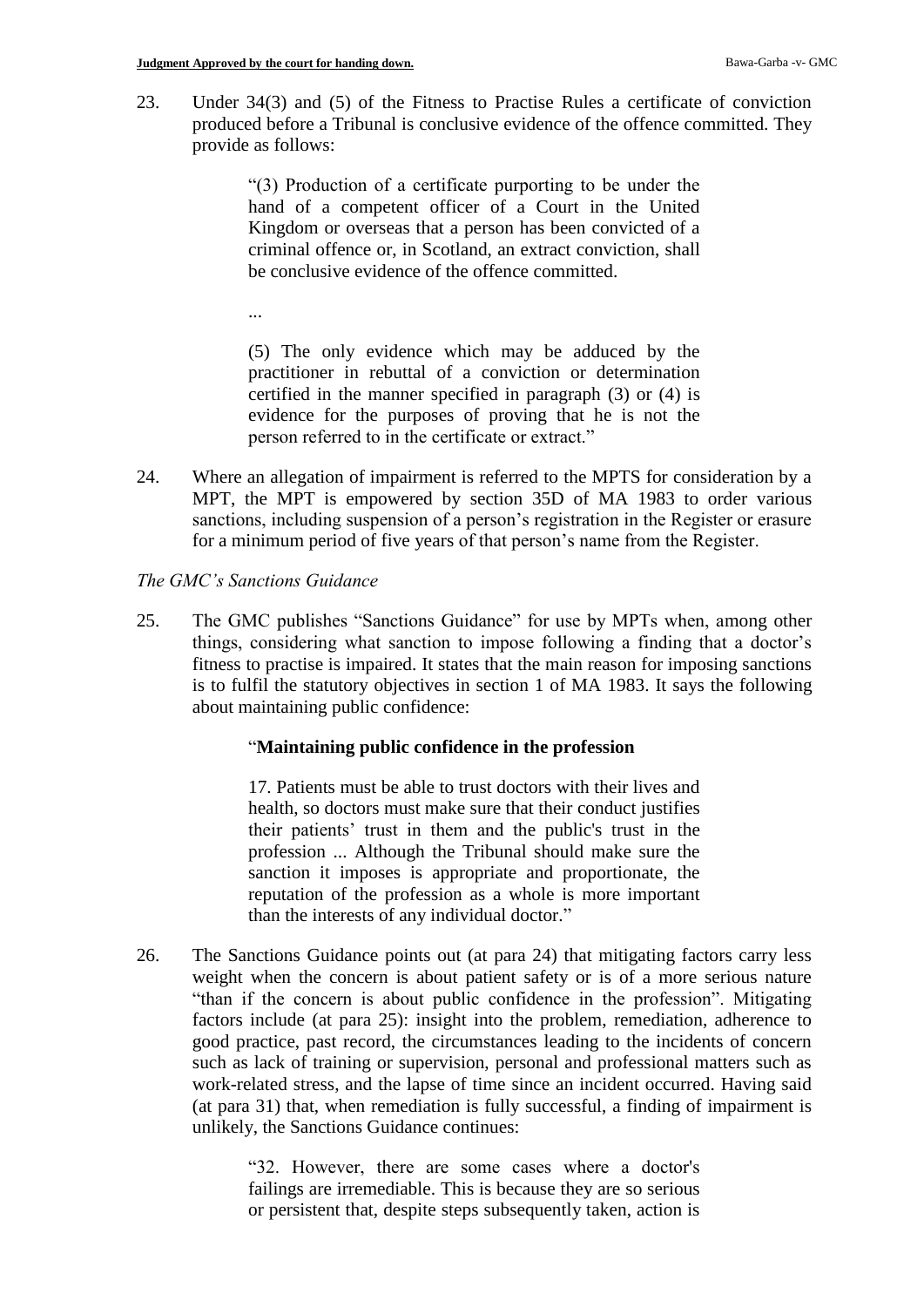23. Under 34(3) and (5) of the Fitness to Practise Rules a certificate of conviction produced before a Tribunal is conclusive evidence of the offence committed. They provide as follows:

> "(3) Production of a certificate purporting to be under the hand of a competent officer of a Court in the United Kingdom or overseas that a person has been convicted of a criminal offence or, in Scotland, an extract conviction, shall be conclusive evidence of the offence committed.
>
> ...
>
> (5) The only evidence which may be adduced by the practitioner in rebuttal of a conviction or determination certified in the manner specified in paragraph (3) or (4) is evidence for the purposes of proving that he is not the person referred to in the certificate or extract."

24. Where an allegation of impairment is referred to the MPTS for consideration by a MPT, the MPT is empowered by section 35D of MA 1983 to order various sanctions, including suspension of a person's registration in the Register or erasure for a minimum period of five years of that person's name from the Register.

*The GMC's Sanctions Guidance*

25. The GMC publishes "Sanctions Guidance" for use by MPTs when, among other things, considering what sanction to impose following a finding that a doctor's fitness to practise is impaired. It states that the main reason for imposing sanctions is to fulfil the statutory objectives in section 1 of MA 1983. It says the following about maintaining public confidence:

> "**Maintaining public confidence in the profession**
>
> 17. Patients must be able to trust doctors with their lives and health, so doctors must make sure that their conduct justifies their patients' trust in them and the public's trust in the profession ... Although the Tribunal should make sure the sanction it imposes is appropriate and proportionate, the reputation of the profession as a whole is more important than the interests of any individual doctor."

26. The Sanctions Guidance points out (at para 24) that mitigating factors carry less weight when the concern is about patient safety or is of a more serious nature "than if the concern is about public confidence in the profession". Mitigating factors include (at para 25): insight into the problem, remediation, adherence to good practice, past record, the circumstances leading to the incidents of concern such as lack of training or supervision, personal and professional matters such as work-related stress, and the lapse of time since an incident occurred. Having said (at para 31) that, when remediation is fully successful, a finding of impairment is unlikely, the Sanctions Guidance continues:

> "32. However, there are some cases where a doctor's failings are irremediable. This is because they are so serious or persistent that, despite steps subsequently taken, action is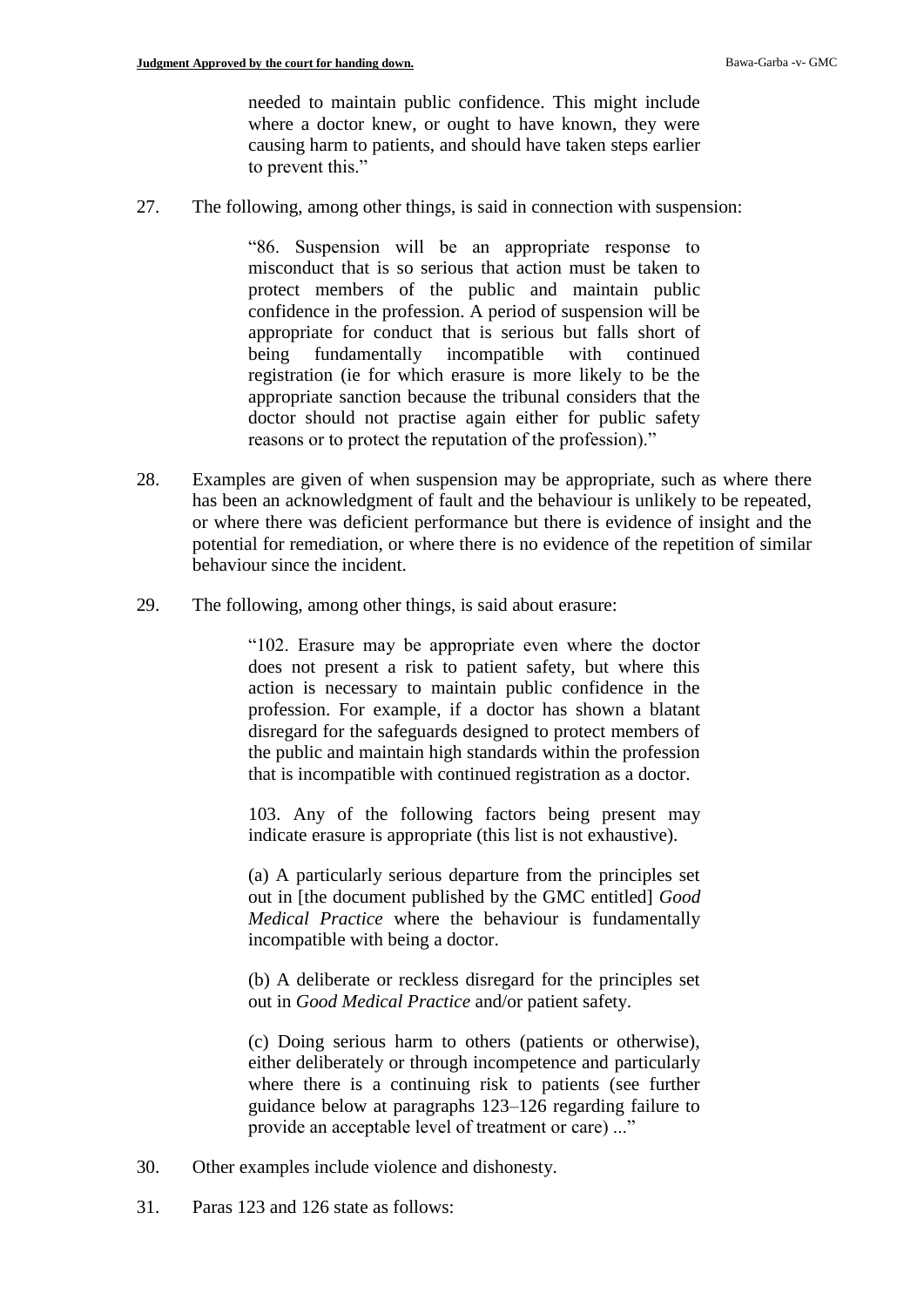> needed to maintain public confidence. This might include where a doctor knew, or ought to have known, they were causing harm to patients, and should have taken steps earlier to prevent this."

27. The following, among other things, is said in connection with suspension:

> "86. Suspension will be an appropriate response to misconduct that is so serious that action must be taken to protect members of the public and maintain public confidence in the profession. A period of suspension will be appropriate for conduct that is serious but falls short of being fundamentally incompatible with continued registration (ie for which erasure is more likely to be the appropriate sanction because the tribunal considers that the doctor should not practise again either for public safety reasons or to protect the reputation of the profession)."

28. Examples are given of when suspension may be appropriate, such as where there has been an acknowledgment of fault and the behaviour is unlikely to be repeated, or where there was deficient performance but there is evidence of insight and the potential for remediation, or where there is no evidence of the repetition of similar behaviour since the incident.

29. The following, among other things, is said about erasure:

> "102. Erasure may be appropriate even where the doctor does not present a risk to patient safety, but where this action is necessary to maintain public confidence in the profession. For example, if a doctor has shown a blatant disregard for the safeguards designed to protect members of the public and maintain high standards within the profession that is incompatible with continued registration as a doctor.
>
> 103. Any of the following factors being present may indicate erasure is appropriate (this list is not exhaustive).
>
> (a) A particularly serious departure from the principles set out in [the document published by the GMC entitled] *Good Medical Practice* where the behaviour is fundamentally incompatible with being a doctor.
>
> (b) A deliberate or reckless disregard for the principles set out in *Good Medical Practice* and/or patient safety.
>
> (c) Doing serious harm to others (patients or otherwise), either deliberately or through incompetence and particularly where there is a continuing risk to patients (see further guidance below at paragraphs 123–126 regarding failure to provide an acceptable level of treatment or care) ..."

30. Other examples include violence and dishonesty.

31. Paras 123 and 126 state as follows: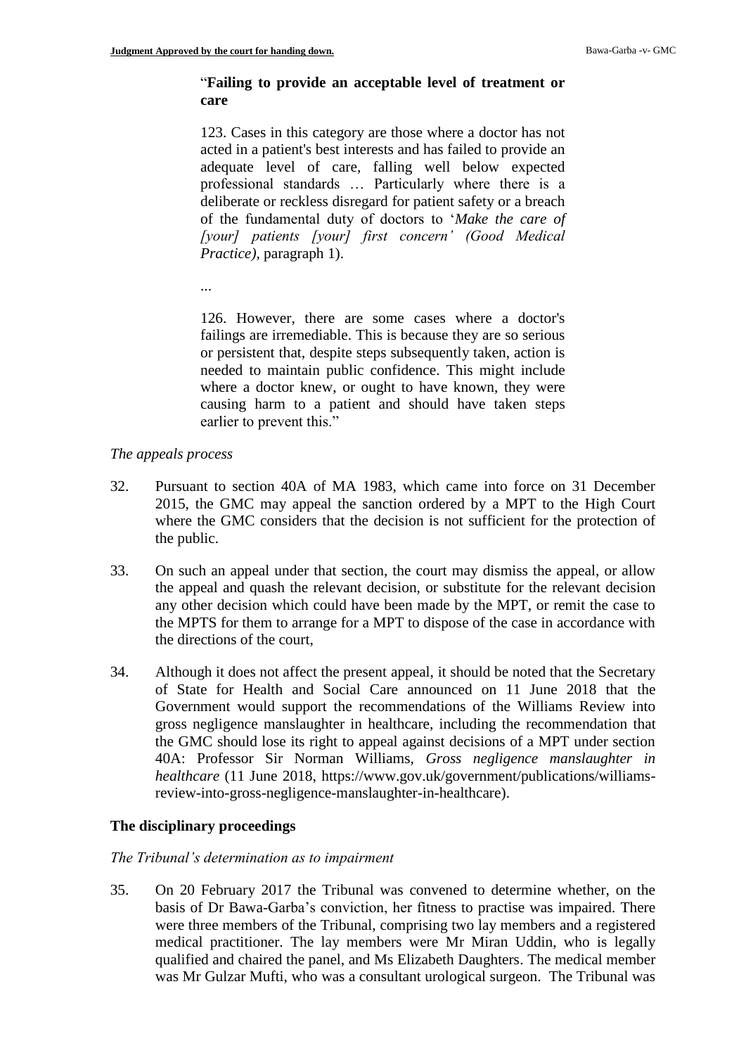> "**Failing to provide an acceptable level of treatment or care**
>
> 123. Cases in this category are those where a doctor has not acted in a patient's best interests and has failed to provide an adequate level of care, falling well below expected professional standards … Particularly where there is a deliberate or reckless disregard for patient safety or a breach of the fundamental duty of doctors to '*Make the care of [your] patients [your] first concern' (Good Medical Practice)*, paragraph 1).
>
> ...
>
> 126. However, there are some cases where a doctor's failings are irremediable. This is because they are so serious or persistent that, despite steps subsequently taken, action is needed to maintain public confidence. This might include where a doctor knew, or ought to have known, they were causing harm to a patient and should have taken steps earlier to prevent this."

*The appeals process*

32. Pursuant to section 40A of MA 1983, which came into force on 31 December 2015, the GMC may appeal the sanction ordered by a MPT to the High Court where the GMC considers that the decision is not sufficient for the protection of the public.

33. On such an appeal under that section, the court may dismiss the appeal, or allow the appeal and quash the relevant decision, or substitute for the relevant decision any other decision which could have been made by the MPT, or remit the case to the MPTS for them to arrange for a MPT to dispose of the case in accordance with the directions of the court,

34. Although it does not affect the present appeal, it should be noted that the Secretary of State for Health and Social Care announced on 11 June 2018 that the Government would support the recommendations of the Williams Review into gross negligence manslaughter in healthcare, including the recommendation that the GMC should lose its right to appeal against decisions of a MPT under section 40A: Professor Sir Norman Williams, *Gross negligence manslaughter in healthcare* (11 June 2018, https://www.gov.uk/government/publications/williams-review-into-gross-negligence-manslaughter-in-healthcare).

## The disciplinary proceedings

*The Tribunal's determination as to impairment*

35. On 20 February 2017 the Tribunal was convened to determine whether, on the basis of Dr Bawa-Garba's conviction, her fitness to practise was impaired. There were three members of the Tribunal, comprising two lay members and a registered medical practitioner. The lay members were Mr Miran Uddin, who is legally qualified and chaired the panel, and Ms Elizabeth Daughters. The medical member was Mr Gulzar Mufti, who was a consultant urological surgeon. The Tribunal was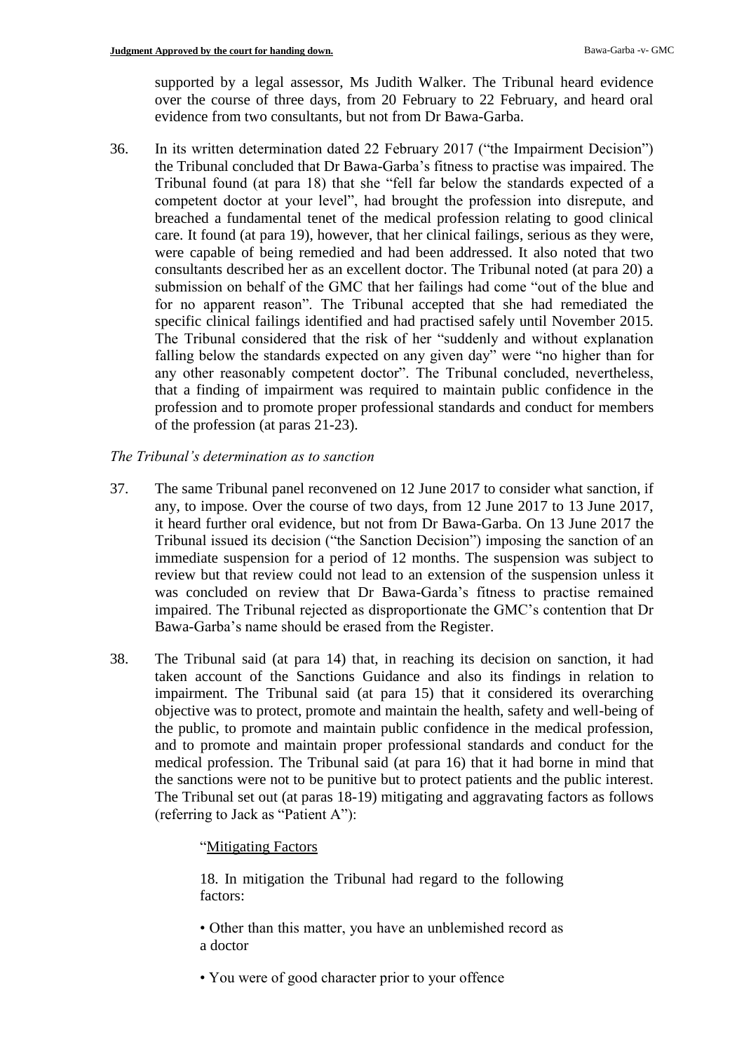supported by a legal assessor, Ms Judith Walker. The Tribunal heard evidence over the course of three days, from 20 February to 22 February, and heard oral evidence from two consultants, but not from Dr Bawa-Garba.

36. In its written determination dated 22 February 2017 ("the Impairment Decision") the Tribunal concluded that Dr Bawa-Garba's fitness to practise was impaired. The Tribunal found (at para 18) that she "fell far below the standards expected of a competent doctor at your level", had brought the profession into disrepute, and breached a fundamental tenet of the medical profession relating to good clinical care. It found (at para 19), however, that her clinical failings, serious as they were, were capable of being remedied and had been addressed. It also noted that two consultants described her as an excellent doctor. The Tribunal noted (at para 20) a submission on behalf of the GMC that her failings had come "out of the blue and for no apparent reason". The Tribunal accepted that she had remediated the specific clinical failings identified and had practised safely until November 2015. The Tribunal considered that the risk of her "suddenly and without explanation falling below the standards expected on any given day" were "no higher than for any other reasonably competent doctor". The Tribunal concluded, nevertheless, that a finding of impairment was required to maintain public confidence in the profession and to promote proper professional standards and conduct for members of the profession (at paras 21-23).

*The Tribunal's determination as to sanction*

37. The same Tribunal panel reconvened on 12 June 2017 to consider what sanction, if any, to impose. Over the course of two days, from 12 June 2017 to 13 June 2017, it heard further oral evidence, but not from Dr Bawa-Garba. On 13 June 2017 the Tribunal issued its decision ("the Sanction Decision") imposing the sanction of an immediate suspension for a period of 12 months. The suspension was subject to review but that review could not lead to an extension of the suspension unless it was concluded on review that Dr Bawa-Garda's fitness to practise remained impaired. The Tribunal rejected as disproportionate the GMC's contention that Dr Bawa-Garba's name should be erased from the Register.

38. The Tribunal said (at para 14) that, in reaching its decision on sanction, it had taken account of the Sanctions Guidance and also its findings in relation to impairment. The Tribunal said (at para 15) that it considered its overarching objective was to protect, promote and maintain the health, safety and well-being of the public, to promote and maintain public confidence in the medical profession, and to promote and maintain proper professional standards and conduct for the medical profession. The Tribunal said (at para 16) that it had borne in mind that the sanctions were not to be punitive but to protect patients and the public interest. The Tribunal set out (at paras 18-19) mitigating and aggravating factors as follows (referring to Jack as "Patient A"):

> "Mitigating Factors
>
> 18. In mitigation the Tribunal had regard to the following factors:
>
> • Other than this matter, you have an unblemished record as a doctor
>
> • You were of good character prior to your offence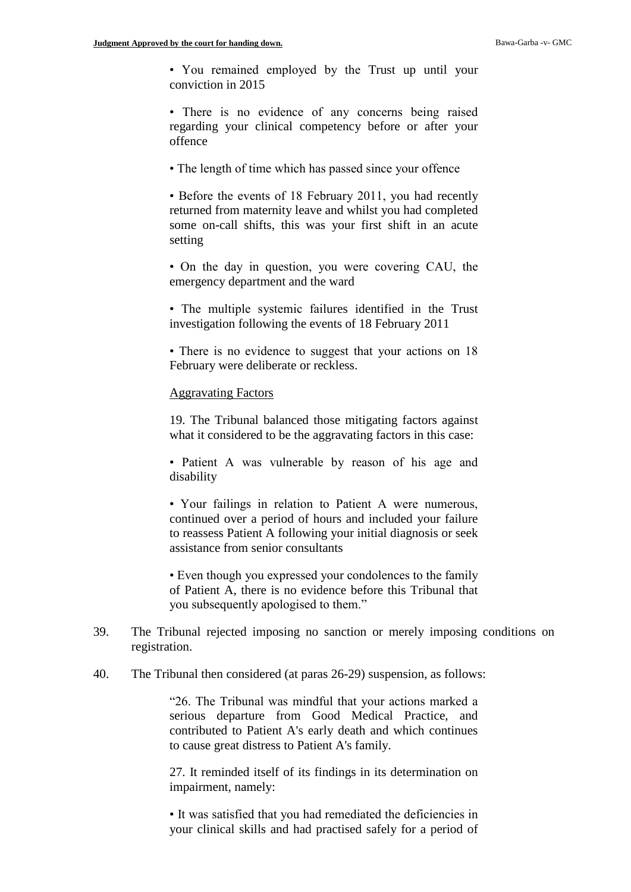> • You remained employed by the Trust up until your conviction in 2015
>
> • There is no evidence of any concerns being raised regarding your clinical competency before or after your offence
>
> • The length of time which has passed since your offence
>
> • Before the events of 18 February 2011, you had recently returned from maternity leave and whilst you had completed some on-call shifts, this was your first shift in an acute setting
>
> • On the day in question, you were covering CAU, the emergency department and the ward
>
> • The multiple systemic failures identified in the Trust investigation following the events of 18 February 2011
>
> • There is no evidence to suggest that your actions on 18 February were deliberate or reckless.
>
> <u>Aggravating Factors</u>
>
> 19. The Tribunal balanced those mitigating factors against what it considered to be the aggravating factors in this case:
>
> • Patient A was vulnerable by reason of his age and disability
>
> • Your failings in relation to Patient A were numerous, continued over a period of hours and included your failure to reassess Patient A following your initial diagnosis or seek assistance from senior consultants
>
> • Even though you expressed your condolences to the family of Patient A, there is no evidence before this Tribunal that you subsequently apologised to them."

39. The Tribunal rejected imposing no sanction or merely imposing conditions on registration.

40. The Tribunal then considered (at paras 26-29) suspension, as follows:

> "26. The Tribunal was mindful that your actions marked a serious departure from Good Medical Practice, and contributed to Patient A's early death and which continues to cause great distress to Patient A's family.
>
> 27. It reminded itself of its findings in its determination on impairment, namely:
>
> • It was satisfied that you had remediated the deficiencies in your clinical skills and had practised safely for a period of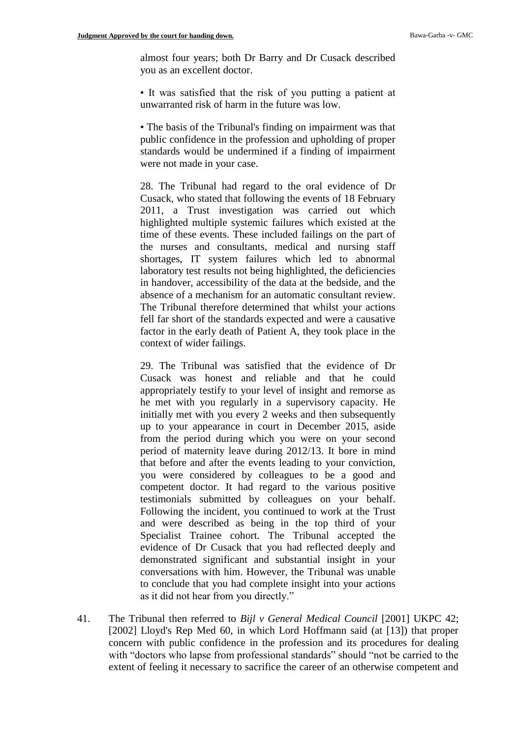> almost four years; both Dr Barry and Dr Cusack described you as an excellent doctor.
>
> • It was satisfied that the risk of you putting a patient at unwarranted risk of harm in the future was low.
>
> • The basis of the Tribunal's finding on impairment was that public confidence in the profession and upholding of proper standards would be undermined if a finding of impairment were not made in your case.
>
> 28. The Tribunal had regard to the oral evidence of Dr Cusack, who stated that following the events of 18 February 2011, a Trust investigation was carried out which highlighted multiple systemic failures which existed at the time of these events. These included failings on the part of the nurses and consultants, medical and nursing staff shortages, IT system failures which led to abnormal laboratory test results not being highlighted, the deficiencies in handover, accessibility of the data at the bedside, and the absence of a mechanism for an automatic consultant review. The Tribunal therefore determined that whilst your actions fell far short of the standards expected and were a causative factor in the early death of Patient A, they took place in the context of wider failings.
>
> 29. The Tribunal was satisfied that the evidence of Dr Cusack was honest and reliable and that he could appropriately testify to your level of insight and remorse as he met with you regularly in a supervisory capacity. He initially met with you every 2 weeks and then subsequently up to your appearance in court in December 2015, aside from the period during which you were on your second period of maternity leave during 2012/13. It bore in mind that before and after the events leading to your conviction, you were considered by colleagues to be a good and competent doctor. It had regard to the various positive testimonials submitted by colleagues on your behalf. Following the incident, you continued to work at the Trust and were described as being in the top third of your Specialist Trainee cohort. The Tribunal accepted the evidence of Dr Cusack that you had reflected deeply and demonstrated significant and substantial insight in your conversations with him. However, the Tribunal was unable to conclude that you had complete insight into your actions as it did not hear from you directly."

41. The Tribunal then referred to *Bijl v General Medical Council* [2001] UKPC 42; [2002] Lloyd's Rep Med 60, in which Lord Hoffmann said (at [13]) that proper concern with public confidence in the profession and its procedures for dealing with "doctors who lapse from professional standards" should "not be carried to the extent of feeling it necessary to sacrifice the career of an otherwise competent and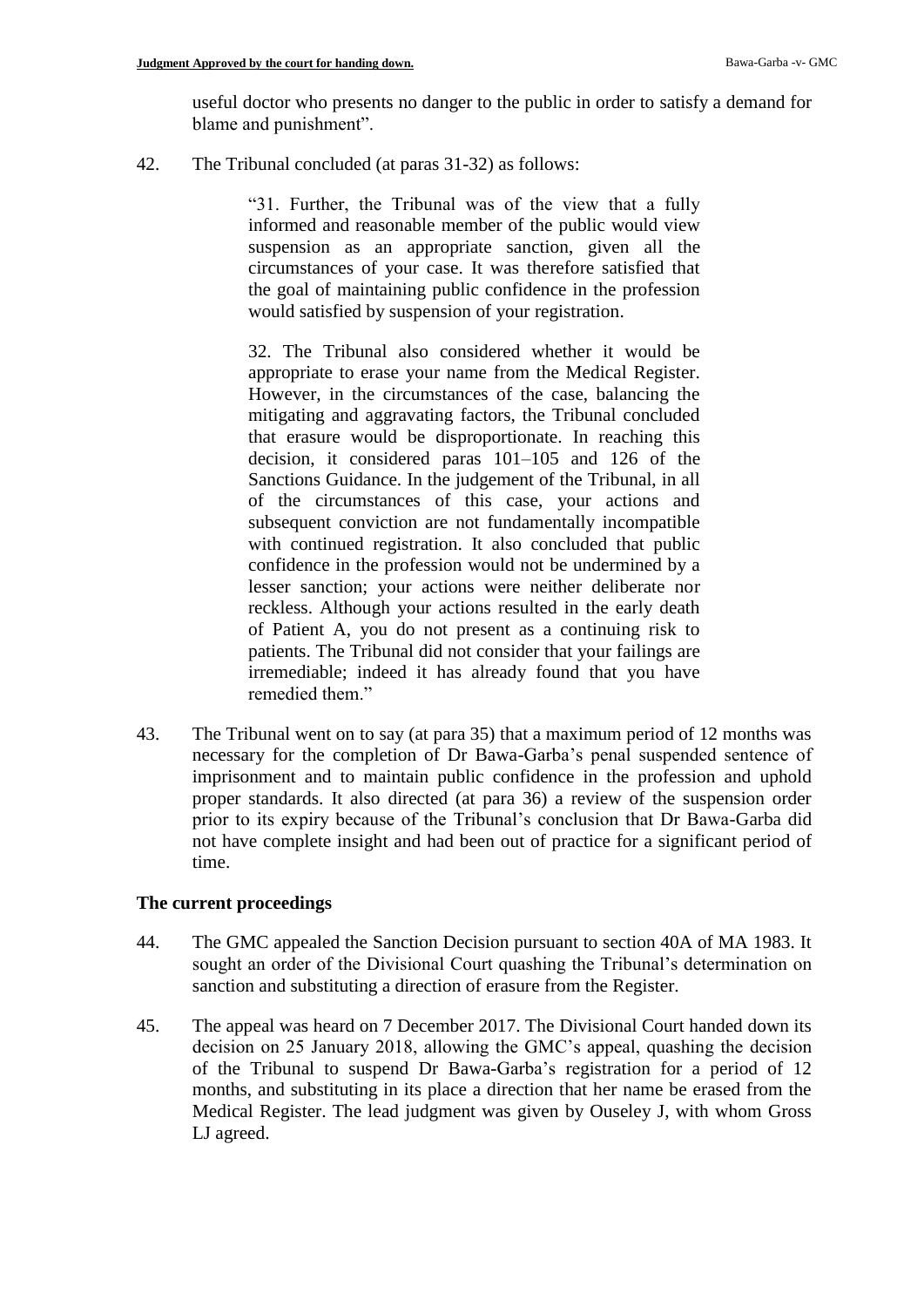useful doctor who presents no danger to the public in order to satisfy a demand for blame and punishment".

42. The Tribunal concluded (at paras 31-32) as follows:

> "31. Further, the Tribunal was of the view that a fully informed and reasonable member of the public would view suspension as an appropriate sanction, given all the circumstances of your case. It was therefore satisfied that the goal of maintaining public confidence in the profession would satisfied by suspension of your registration.
>
> 32. The Tribunal also considered whether it would be appropriate to erase your name from the Medical Register. However, in the circumstances of the case, balancing the mitigating and aggravating factors, the Tribunal concluded that erasure would be disproportionate. In reaching this decision, it considered paras 101–105 and 126 of the Sanctions Guidance. In the judgement of the Tribunal, in all of the circumstances of this case, your actions and subsequent conviction are not fundamentally incompatible with continued registration. It also concluded that public confidence in the profession would not be undermined by a lesser sanction; your actions were neither deliberate nor reckless. Although your actions resulted in the early death of Patient A, you do not present as a continuing risk to patients. The Tribunal did not consider that your failings are irremediable; indeed it has already found that you have remedied them."

43. The Tribunal went on to say (at para 35) that a maximum period of 12 months was necessary for the completion of Dr Bawa-Garba's penal suspended sentence of imprisonment and to maintain public confidence in the profession and uphold proper standards. It also directed (at para 36) a review of the suspension order prior to its expiry because of the Tribunal's conclusion that Dr Bawa-Garba did not have complete insight and had been out of practice for a significant period of time.

## The current proceedings

44. The GMC appealed the Sanction Decision pursuant to section 40A of MA 1983. It sought an order of the Divisional Court quashing the Tribunal's determination on sanction and substituting a direction of erasure from the Register.

45. The appeal was heard on 7 December 2017. The Divisional Court handed down its decision on 25 January 2018, allowing the GMC's appeal, quashing the decision of the Tribunal to suspend Dr Bawa-Garba's registration for a period of 12 months, and substituting in its place a direction that her name be erased from the Medical Register. The lead judgment was given by Ouseley J, with whom Gross LJ agreed.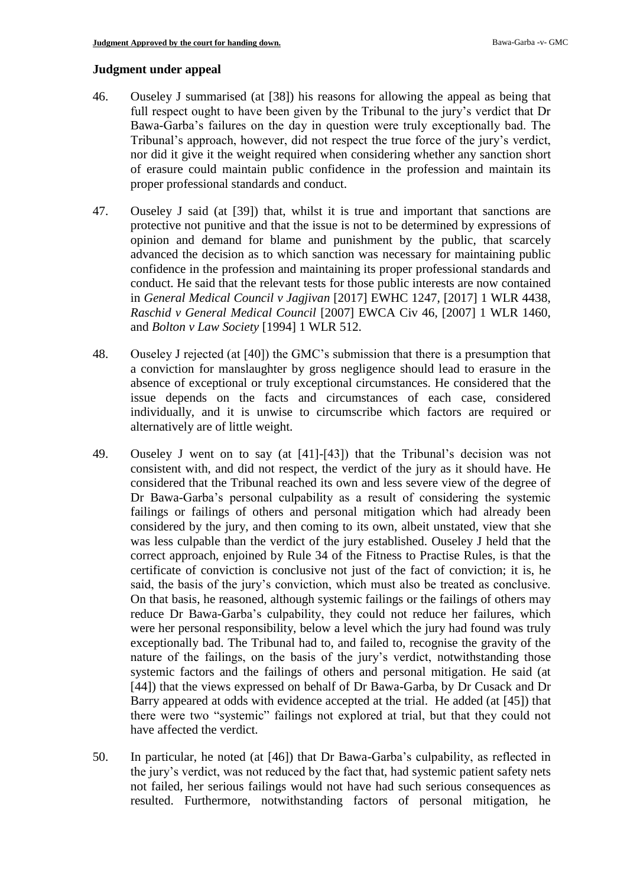## Judgment under appeal

46. Ouseley J summarised (at [38]) his reasons for allowing the appeal as being that full respect ought to have been given by the Tribunal to the jury's verdict that Dr Bawa-Garba's failures on the day in question were truly exceptionally bad. The Tribunal's approach, however, did not respect the true force of the jury's verdict, nor did it give it the weight required when considering whether any sanction short of erasure could maintain public confidence in the profession and maintain its proper professional standards and conduct.

47. Ouseley J said (at [39]) that, whilst it is true and important that sanctions are protective not punitive and that the issue is not to be determined by expressions of opinion and demand for blame and punishment by the public, that scarcely advanced the decision as to which sanction was necessary for maintaining public confidence in the profession and maintaining its proper professional standards and conduct. He said that the relevant tests for those public interests are now contained in *General Medical Council v Jagjivan* [2017] EWHC 1247, [2017] 1 WLR 4438, *Raschid v General Medical Council* [2007] EWCA Civ 46, [2007] 1 WLR 1460, and *Bolton v Law Society* [1994] 1 WLR 512.

48. Ouseley J rejected (at [40]) the GMC's submission that there is a presumption that a conviction for manslaughter by gross negligence should lead to erasure in the absence of exceptional or truly exceptional circumstances. He considered that the issue depends on the facts and circumstances of each case, considered individually, and it is unwise to circumscribe which factors are required or alternatively are of little weight.

49. Ouseley J went on to say (at [41]-[43]) that the Tribunal's decision was not consistent with, and did not respect, the verdict of the jury as it should have. He considered that the Tribunal reached its own and less severe view of the degree of Dr Bawa-Garba's personal culpability as a result of considering the systemic failings or failings of others and personal mitigation which had already been considered by the jury, and then coming to its own, albeit unstated, view that she was less culpable than the verdict of the jury established. Ouseley J held that the correct approach, enjoined by Rule 34 of the Fitness to Practise Rules, is that the certificate of conviction is conclusive not just of the fact of conviction; it is, he said, the basis of the jury's conviction, which must also be treated as conclusive. On that basis, he reasoned, although systemic failings or the failings of others may reduce Dr Bawa-Garba's culpability, they could not reduce her failures, which were her personal responsibility, below a level which the jury had found was truly exceptionally bad. The Tribunal had to, and failed to, recognise the gravity of the nature of the failings, on the basis of the jury's verdict, notwithstanding those systemic factors and the failings of others and personal mitigation. He said (at [44]) that the views expressed on behalf of Dr Bawa-Garba, by Dr Cusack and Dr Barry appeared at odds with evidence accepted at the trial. He added (at [45]) that there were two "systemic" failings not explored at trial, but that they could not have affected the verdict.

50. In particular, he noted (at [46]) that Dr Bawa-Garba's culpability, as reflected in the jury's verdict, was not reduced by the fact that, had systemic patient safety nets not failed, her serious failings would not have had such serious consequences as resulted. Furthermore, notwithstanding factors of personal mitigation, he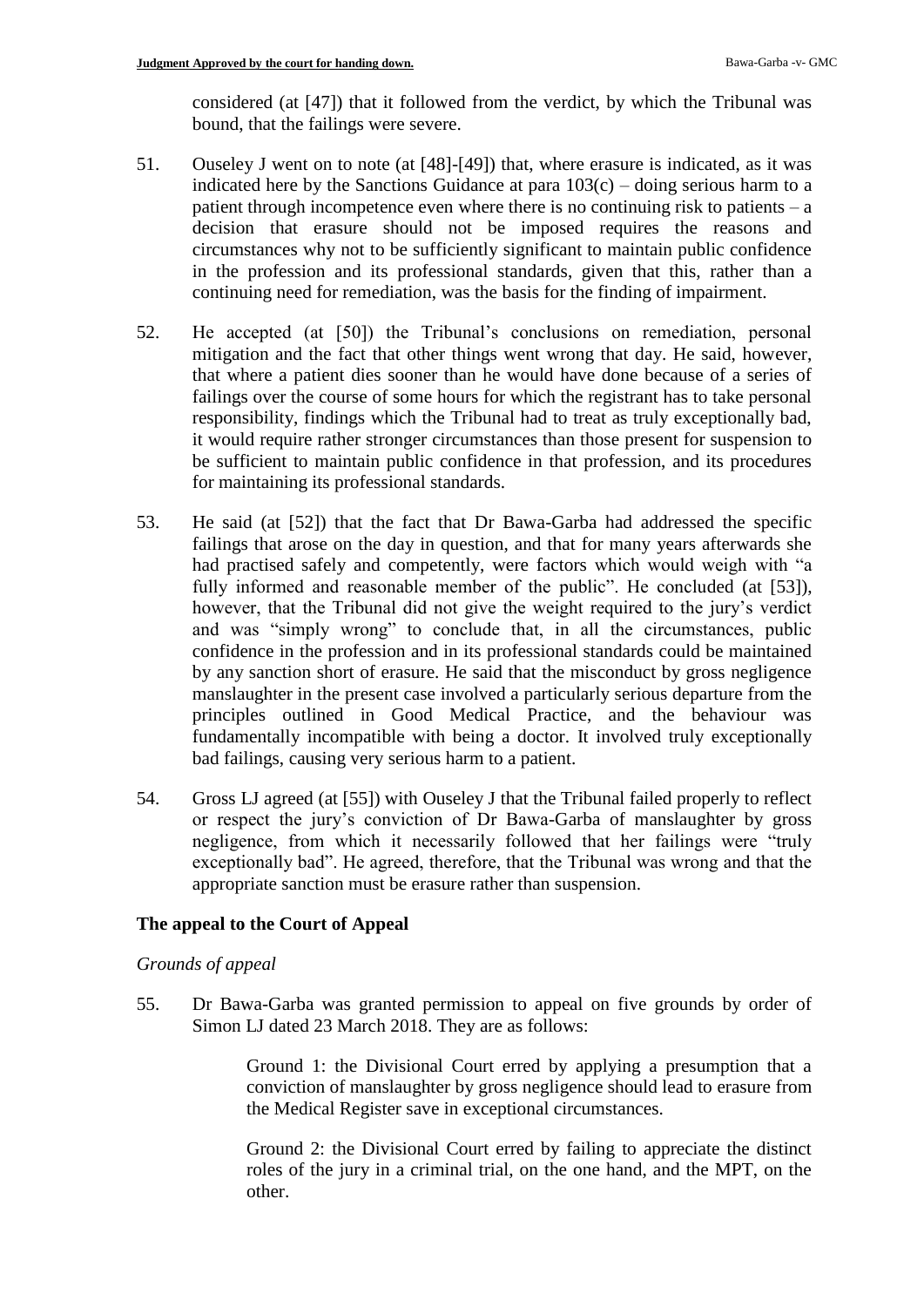considered (at [47]) that it followed from the verdict, by which the Tribunal was bound, that the failings were severe.

51. Ouseley J went on to note (at [48]-[49]) that, where erasure is indicated, as it was indicated here by the Sanctions Guidance at para 103(c) – doing serious harm to a patient through incompetence even where there is no continuing risk to patients – a decision that erasure should not be imposed requires the reasons and circumstances why not to be sufficiently significant to maintain public confidence in the profession and its professional standards, given that this, rather than a continuing need for remediation, was the basis for the finding of impairment.

52. He accepted (at [50]) the Tribunal's conclusions on remediation, personal mitigation and the fact that other things went wrong that day. He said, however, that where a patient dies sooner than he would have done because of a series of failings over the course of some hours for which the registrant has to take personal responsibility, findings which the Tribunal had to treat as truly exceptionally bad, it would require rather stronger circumstances than those present for suspension to be sufficient to maintain public confidence in that profession, and its procedures for maintaining its professional standards.

53. He said (at [52]) that the fact that Dr Bawa-Garba had addressed the specific failings that arose on the day in question, and that for many years afterwards she had practised safely and competently, were factors which would weigh with "a fully informed and reasonable member of the public". He concluded (at [53]), however, that the Tribunal did not give the weight required to the jury's verdict and was "simply wrong" to conclude that, in all the circumstances, public confidence in the profession and in its professional standards could be maintained by any sanction short of erasure. He said that the misconduct by gross negligence manslaughter in the present case involved a particularly serious departure from the principles outlined in Good Medical Practice, and the behaviour was fundamentally incompatible with being a doctor. It involved truly exceptionally bad failings, causing very serious harm to a patient.

54. Gross LJ agreed (at [55]) with Ouseley J that the Tribunal failed properly to reflect or respect the jury's conviction of Dr Bawa-Garba of manslaughter by gross negligence, from which it necessarily followed that her failings were "truly exceptionally bad". He agreed, therefore, that the Tribunal was wrong and that the appropriate sanction must be erasure rather than suspension.

## The appeal to the Court of Appeal

*Grounds of appeal*

55. Dr Bawa-Garba was granted permission to appeal on five grounds by order of Simon LJ dated 23 March 2018. They are as follows:

> Ground 1: the Divisional Court erred by applying a presumption that a conviction of manslaughter by gross negligence should lead to erasure from the Medical Register save in exceptional circumstances.
>
> Ground 2: the Divisional Court erred by failing to appreciate the distinct roles of the jury in a criminal trial, on the one hand, and the MPT, on the other.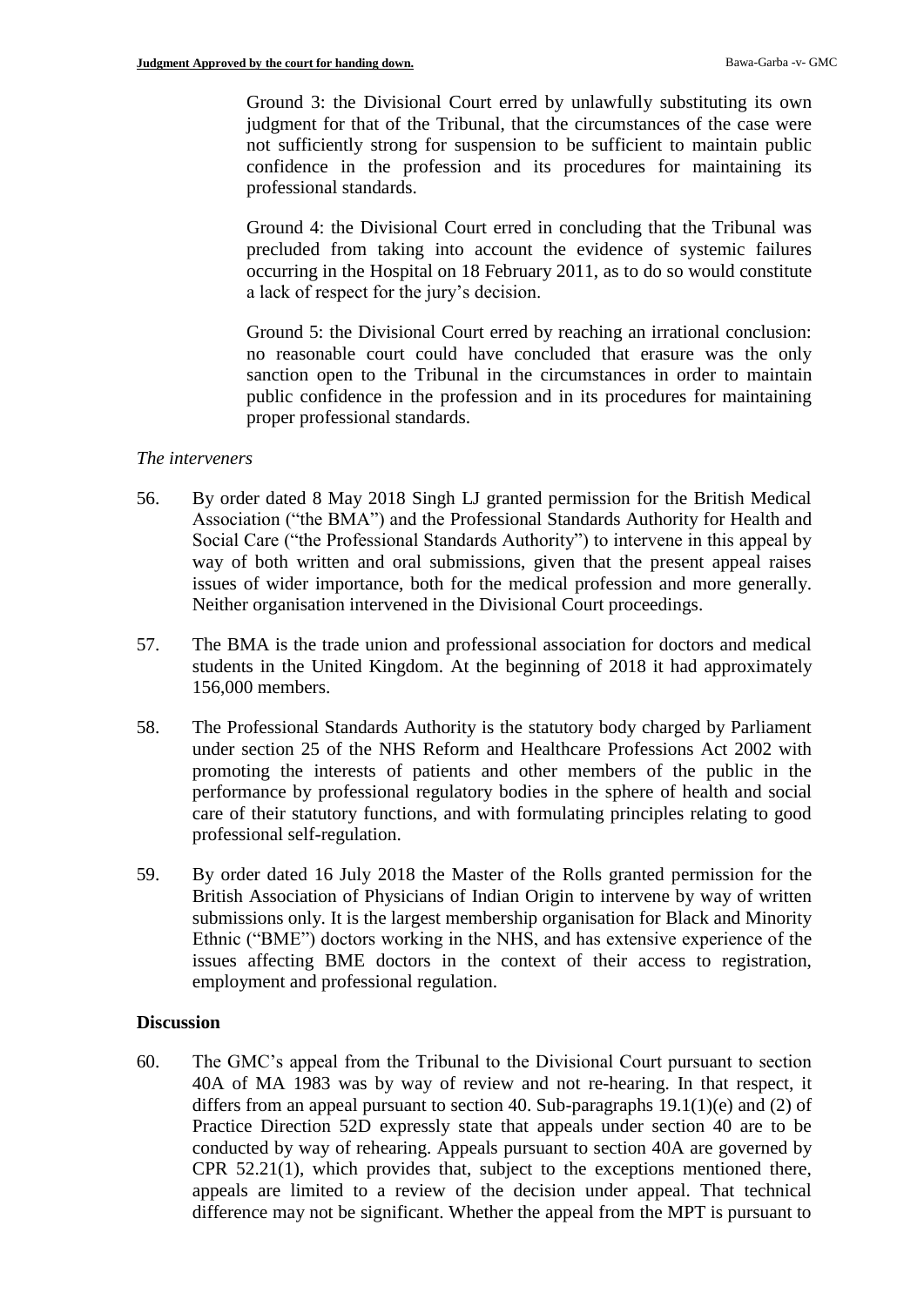Ground 3: the Divisional Court erred by unlawfully substituting its own judgment for that of the Tribunal, that the circumstances of the case were not sufficiently strong for suspension to be sufficient to maintain public confidence in the profession and its procedures for maintaining its professional standards.

Ground 4: the Divisional Court erred in concluding that the Tribunal was precluded from taking into account the evidence of systemic failures occurring in the Hospital on 18 February 2011, as to do so would constitute a lack of respect for the jury's decision.

Ground 5: the Divisional Court erred by reaching an irrational conclusion: no reasonable court could have concluded that erasure was the only sanction open to the Tribunal in the circumstances in order to maintain public confidence in the profession and in its procedures for maintaining proper professional standards.

*The interveners*

56. By order dated 8 May 2018 Singh LJ granted permission for the British Medical Association ("the BMA") and the Professional Standards Authority for Health and Social Care ("the Professional Standards Authority") to intervene in this appeal by way of both written and oral submissions, given that the present appeal raises issues of wider importance, both for the medical profession and more generally. Neither organisation intervened in the Divisional Court proceedings.

57. The BMA is the trade union and professional association for doctors and medical students in the United Kingdom. At the beginning of 2018 it had approximately 156,000 members.

58. The Professional Standards Authority is the statutory body charged by Parliament under section 25 of the NHS Reform and Healthcare Professions Act 2002 with promoting the interests of patients and other members of the public in the performance by professional regulatory bodies in the sphere of health and social care of their statutory functions, and with formulating principles relating to good professional self-regulation.

59. By order dated 16 July 2018 the Master of the Rolls granted permission for the British Association of Physicians of Indian Origin to intervene by way of written submissions only. It is the largest membership organisation for Black and Minority Ethnic ("BME") doctors working in the NHS, and has extensive experience of the issues affecting BME doctors in the context of their access to registration, employment and professional regulation.

## Discussion

60. The GMC's appeal from the Tribunal to the Divisional Court pursuant to section 40A of MA 1983 was by way of review and not re-hearing. In that respect, it differs from an appeal pursuant to section 40. Sub-paragraphs 19.1(1)(e) and (2) of Practice Direction 52D expressly state that appeals under section 40 are to be conducted by way of rehearing. Appeals pursuant to section 40A are governed by CPR 52.21(1), which provides that, subject to the exceptions mentioned there, appeals are limited to a review of the decision under appeal. That technical difference may not be significant. Whether the appeal from the MPT is pursuant to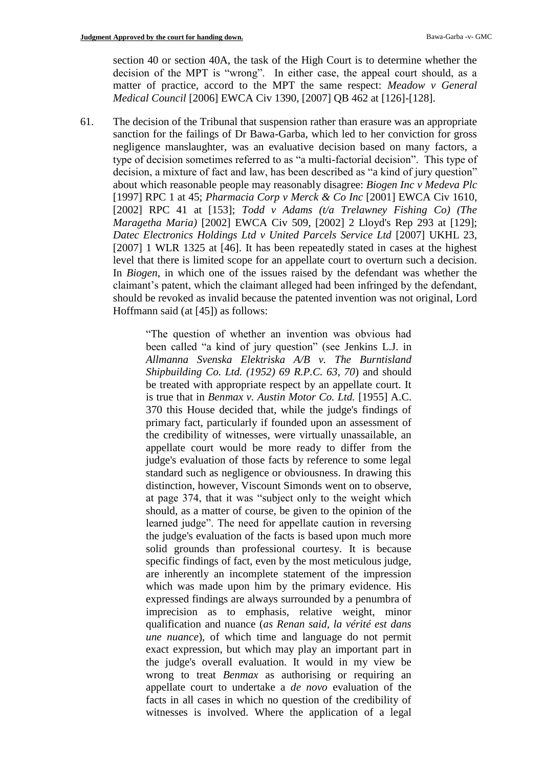section 40 or section 40A, the task of the High Court is to determine whether the decision of the MPT is "wrong". In either case, the appeal court should, as a matter of practice, accord to the MPT the same respect: *Meadow v General Medical Council* [2006] EWCA Civ 1390, [2007] QB 462 at [126]-[128].

61. The decision of the Tribunal that suspension rather than erasure was an appropriate sanction for the failings of Dr Bawa-Garba, which led to her conviction for gross negligence manslaughter, was an evaluative decision based on many factors, a type of decision sometimes referred to as "a multi-factorial decision". This type of decision, a mixture of fact and law, has been described as "a kind of jury question" about which reasonable people may reasonably disagree: *Biogen Inc v Medeva Plc* [1997] RPC 1 at 45; *Pharmacia Corp v Merck & Co Inc* [2001] EWCA Civ 1610, [2002] RPC 41 at [153]; *Todd v Adams (t/a Trelawney Fishing Co) (The Maragetha Maria)* [2002] EWCA Civ 509, [2002] 2 Lloyd's Rep 293 at [129]; *Datec Electronics Holdings Ltd v United Parcels Service Ltd* [2007] UKHL 23, [2007] 1 WLR 1325 at [46]. It has been repeatedly stated in cases at the highest level that there is limited scope for an appellate court to overturn such a decision. In *Biogen*, in which one of the issues raised by the defendant was whether the claimant's patent, which the claimant alleged had been infringed by the defendant, should be revoked as invalid because the patented invention was not original, Lord Hoffmann said (at [45]) as follows:

> "The question of whether an invention was obvious had been called "a kind of jury question" (see Jenkins L.J. in *Allmanna Svenska Elektriska A/B v. The Burntisland Shipbuilding Co. Ltd. (1952) 69 R.P.C. 63, 70*) and should be treated with appropriate respect by an appellate court. It is true that in *Benmax v. Austin Motor Co. Ltd.* [1955] A.C. 370 this House decided that, while the judge's findings of primary fact, particularly if founded upon an assessment of the credibility of witnesses, were virtually unassailable, an appellate court would be more ready to differ from the judge's evaluation of those facts by reference to some legal standard such as negligence or obviousness. In drawing this distinction, however, Viscount Simonds went on to observe, at page 374, that it was "subject only to the weight which should, as a matter of course, be given to the opinion of the learned judge". The need for appellate caution in reversing the judge's evaluation of the facts is based upon much more solid grounds than professional courtesy. It is because specific findings of fact, even by the most meticulous judge, are inherently an incomplete statement of the impression which was made upon him by the primary evidence. His expressed findings are always surrounded by a penumbra of imprecision as to emphasis, relative weight, minor qualification and nuance (*as Renan said, la vérité est dans une nuance*), of which time and language do not permit exact expression, but which may play an important part in the judge's overall evaluation. It would in my view be wrong to treat *Benmax* as authorising or requiring an appellate court to undertake a *de novo* evaluation of the facts in all cases in which no question of the credibility of witnesses is involved. Where the application of a legal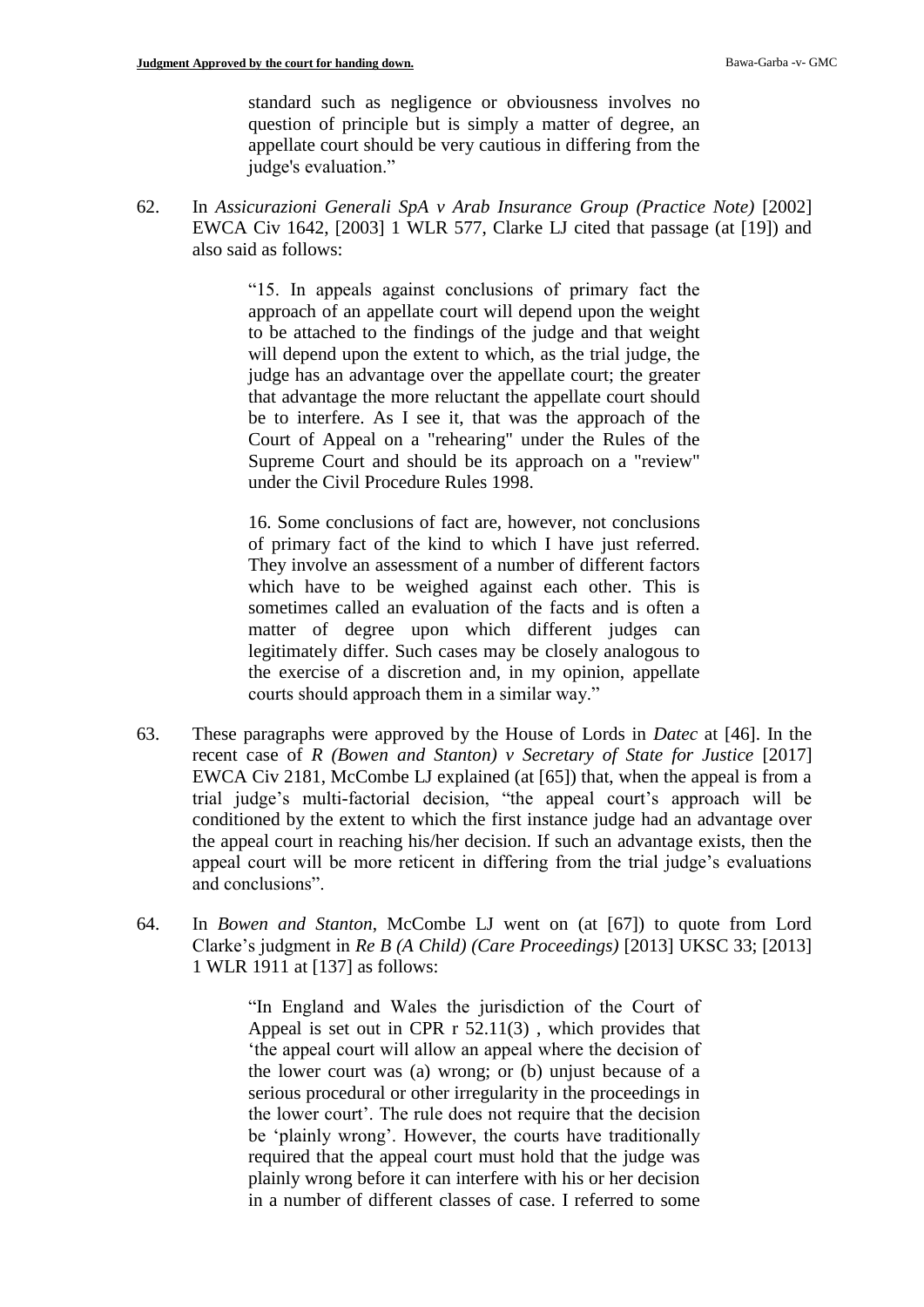> standard such as negligence or obviousness involves no question of principle but is simply a matter of degree, an appellate court should be very cautious in differing from the judge's evaluation."

62. In *Assicurazioni Generali SpA v Arab Insurance Group (Practice Note)* [2002] EWCA Civ 1642, [2003] 1 WLR 577, Clarke LJ cited that passage (at [19]) and also said as follows:

> "15. In appeals against conclusions of primary fact the approach of an appellate court will depend upon the weight to be attached to the findings of the judge and that weight will depend upon the extent to which, as the trial judge, the judge has an advantage over the appellate court; the greater that advantage the more reluctant the appellate court should be to interfere. As I see it, that was the approach of the Court of Appeal on a "rehearing" under the Rules of the Supreme Court and should be its approach on a "review" under the Civil Procedure Rules 1998.
>
> 16. Some conclusions of fact are, however, not conclusions of primary fact of the kind to which I have just referred. They involve an assessment of a number of different factors which have to be weighed against each other. This is sometimes called an evaluation of the facts and is often a matter of degree upon which different judges can legitimately differ. Such cases may be closely analogous to the exercise of a discretion and, in my opinion, appellate courts should approach them in a similar way."

63. These paragraphs were approved by the House of Lords in *Datec* at [46]. In the recent case of *R (Bowen and Stanton) v Secretary of State for Justice* [2017] EWCA Civ 2181, McCombe LJ explained (at [65]) that, when the appeal is from a trial judge's multi-factorial decision, "the appeal court's approach will be conditioned by the extent to which the first instance judge had an advantage over the appeal court in reaching his/her decision. If such an advantage exists, then the appeal court will be more reticent in differing from the trial judge's evaluations and conclusions".

64. In *Bowen and Stanton*, McCombe LJ went on (at [67]) to quote from Lord Clarke's judgment in *Re B (A Child) (Care Proceedings)* [2013] UKSC 33; [2013] 1 WLR 1911 at [137] as follows:

> "In England and Wales the jurisdiction of the Court of Appeal is set out in CPR r 52.11(3) , which provides that 'the appeal court will allow an appeal where the decision of the lower court was (a) wrong; or (b) unjust because of a serious procedural or other irregularity in the proceedings in the lower court'. The rule does not require that the decision be 'plainly wrong'. However, the courts have traditionally required that the appeal court must hold that the judge was plainly wrong before it can interfere with his or her decision in a number of different classes of case. I referred to some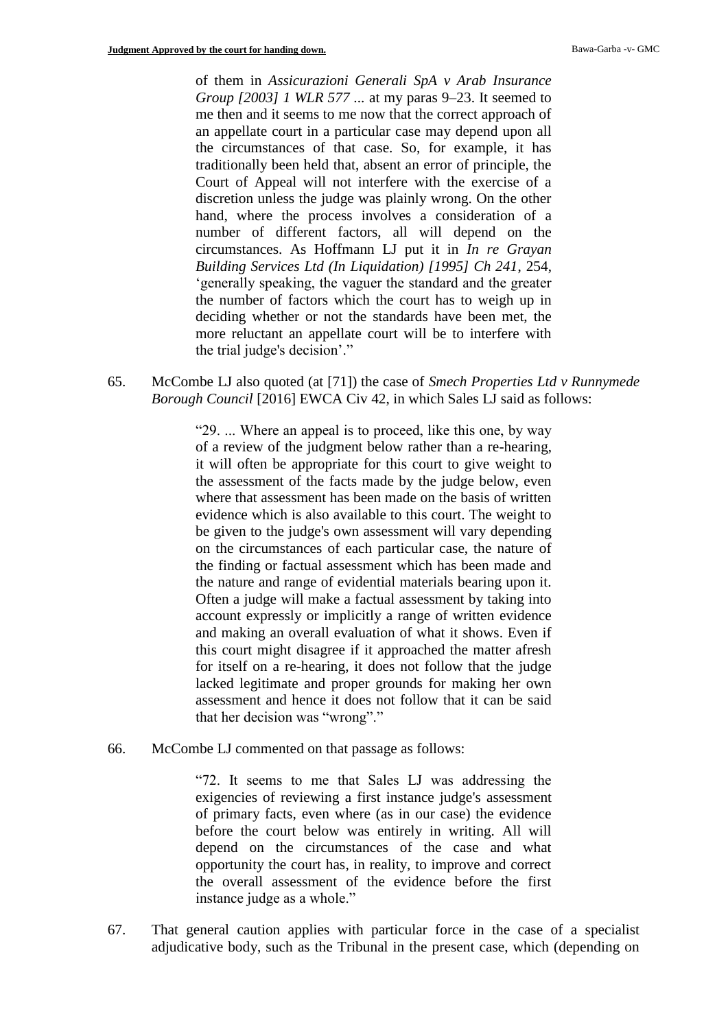> of them in *Assicurazioni Generali SpA v Arab Insurance Group [2003] 1 WLR 577* ... at my paras 9–23. It seemed to me then and it seems to me now that the correct approach of an appellate court in a particular case may depend upon all the circumstances of that case. So, for example, it has traditionally been held that, absent an error of principle, the Court of Appeal will not interfere with the exercise of a discretion unless the judge was plainly wrong. On the other hand, where the process involves a consideration of a number of different factors, all will depend on the circumstances. As Hoffmann LJ put it in *In re Grayan Building Services Ltd (In Liquidation) [1995] Ch 241*, 254, 'generally speaking, the vaguer the standard and the greater the number of factors which the court has to weigh up in deciding whether or not the standards have been met, the more reluctant an appellate court will be to interfere with the trial judge's decision'."

65. McCombe LJ also quoted (at [71]) the case of *Smech Properties Ltd v Runnymede Borough Council* [2016] EWCA Civ 42, in which Sales LJ said as follows:

> "29. ... Where an appeal is to proceed, like this one, by way of a review of the judgment below rather than a re-hearing, it will often be appropriate for this court to give weight to the assessment of the facts made by the judge below, even where that assessment has been made on the basis of written evidence which is also available to this court. The weight to be given to the judge's own assessment will vary depending on the circumstances of each particular case, the nature of the finding or factual assessment which has been made and the nature and range of evidential materials bearing upon it. Often a judge will make a factual assessment by taking into account expressly or implicitly a range of written evidence and making an overall evaluation of what it shows. Even if this court might disagree if it approached the matter afresh for itself on a re-hearing, it does not follow that the judge lacked legitimate and proper grounds for making her own assessment and hence it does not follow that it can be said that her decision was "wrong"."

66. McCombe LJ commented on that passage as follows:

> "72. It seems to me that Sales LJ was addressing the exigencies of reviewing a first instance judge's assessment of primary facts, even where (as in our case) the evidence before the court below was entirely in writing. All will depend on the circumstances of the case and what opportunity the court has, in reality, to improve and correct the overall assessment of the evidence before the first instance judge as a whole."

67. That general caution applies with particular force in the case of a specialist adjudicative body, such as the Tribunal in the present case, which (depending on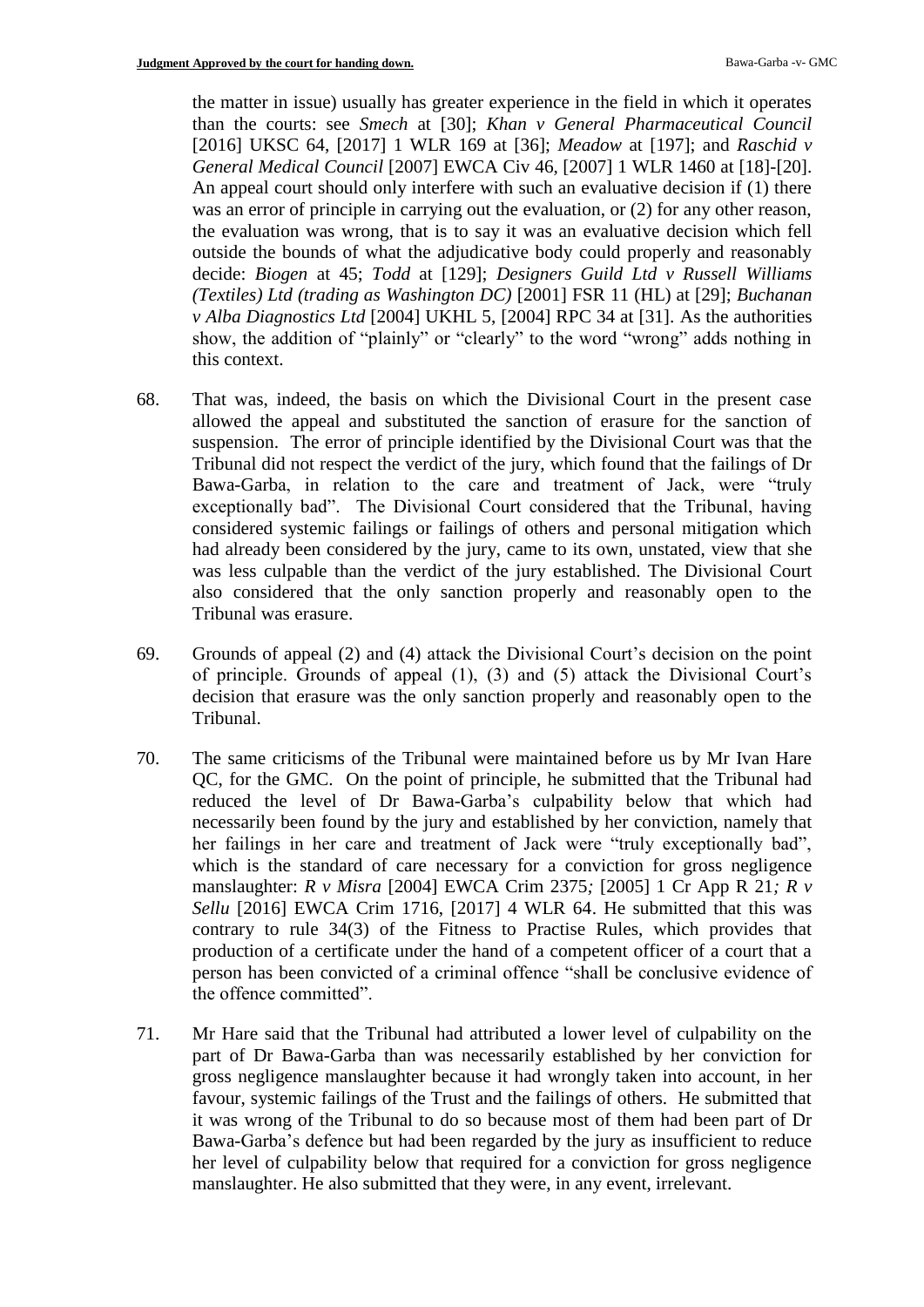the matter in issue) usually has greater experience in the field in which it operates than the courts: see *Smech* at [30]; *Khan v General Pharmaceutical Council* [2016] UKSC 64, [2017] 1 WLR 169 at [36]; *Meadow* at [197]; and *Raschid v General Medical Council* [2007] EWCA Civ 46, [2007] 1 WLR 1460 at [18]-[20]. An appeal court should only interfere with such an evaluative decision if (1) there was an error of principle in carrying out the evaluation, or (2) for any other reason, the evaluation was wrong, that is to say it was an evaluative decision which fell outside the bounds of what the adjudicative body could properly and reasonably decide: *Biogen* at 45; *Todd* at [129]; *Designers Guild Ltd v Russell Williams (Textiles) Ltd (trading as Washington DC)* [2001] FSR 11 (HL) at [29]; *Buchanan v Alba Diagnostics Ltd* [2004] UKHL 5, [2004] RPC 34 at [31]. As the authorities show, the addition of "plainly" or "clearly" to the word "wrong" adds nothing in this context.

68. That was, indeed, the basis on which the Divisional Court in the present case allowed the appeal and substituted the sanction of erasure for the sanction of suspension. The error of principle identified by the Divisional Court was that the Tribunal did not respect the verdict of the jury, which found that the failings of Dr Bawa-Garba, in relation to the care and treatment of Jack, were "truly exceptionally bad". The Divisional Court considered that the Tribunal, having considered systemic failings or failings of others and personal mitigation which had already been considered by the jury, came to its own, unstated, view that she was less culpable than the verdict of the jury established. The Divisional Court also considered that the only sanction properly and reasonably open to the Tribunal was erasure.

69. Grounds of appeal (2) and (4) attack the Divisional Court's decision on the point of principle. Grounds of appeal (1), (3) and (5) attack the Divisional Court's decision that erasure was the only sanction properly and reasonably open to the Tribunal.

70. The same criticisms of the Tribunal were maintained before us by Mr Ivan Hare QC, for the GMC. On the point of principle, he submitted that the Tribunal had reduced the level of Dr Bawa-Garba's culpability below that which had necessarily been found by the jury and established by her conviction, namely that her failings in her care and treatment of Jack were "truly exceptionally bad", which is the standard of care necessary for a conviction for gross negligence manslaughter: *R v Misra* [2004] EWCA Crim 2375*;* [2005] 1 Cr App R 21*; R v Sellu* [2016] EWCA Crim 1716, [2017] 4 WLR 64. He submitted that this was contrary to rule 34(3) of the Fitness to Practise Rules, which provides that production of a certificate under the hand of a competent officer of a court that a person has been convicted of a criminal offence "shall be conclusive evidence of the offence committed".

71. Mr Hare said that the Tribunal had attributed a lower level of culpability on the part of Dr Bawa-Garba than was necessarily established by her conviction for gross negligence manslaughter because it had wrongly taken into account, in her favour, systemic failings of the Trust and the failings of others. He submitted that it was wrong of the Tribunal to do so because most of them had been part of Dr Bawa-Garba's defence but had been regarded by the jury as insufficient to reduce her level of culpability below that required for a conviction for gross negligence manslaughter. He also submitted that they were, in any event, irrelevant.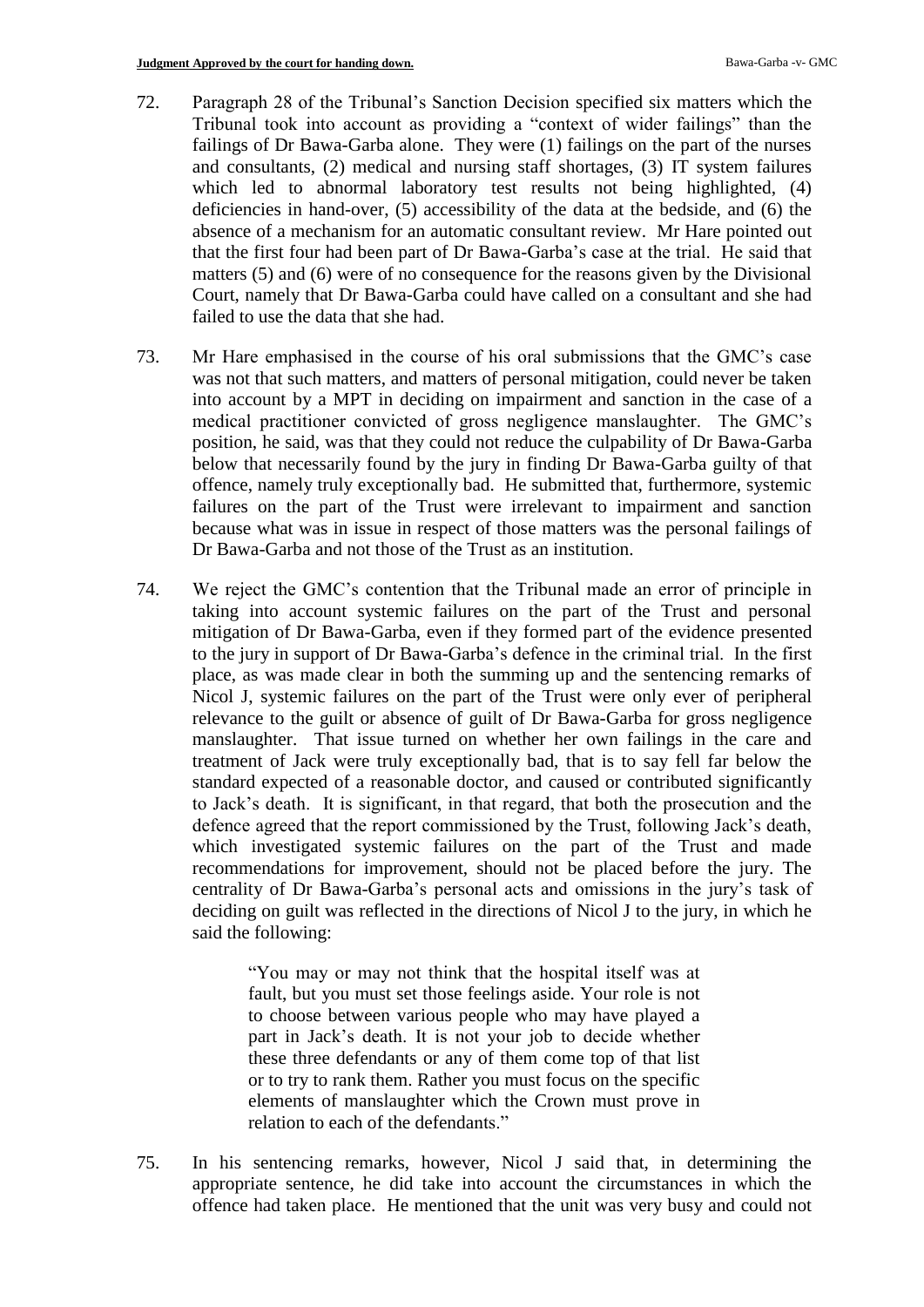72. Paragraph 28 of the Tribunal's Sanction Decision specified six matters which the Tribunal took into account as providing a "context of wider failings" than the failings of Dr Bawa-Garba alone. They were (1) failings on the part of the nurses and consultants, (2) medical and nursing staff shortages, (3) IT system failures which led to abnormal laboratory test results not being highlighted, (4) deficiencies in hand-over, (5) accessibility of the data at the bedside, and (6) the absence of a mechanism for an automatic consultant review. Mr Hare pointed out that the first four had been part of Dr Bawa-Garba's case at the trial. He said that matters (5) and (6) were of no consequence for the reasons given by the Divisional Court, namely that Dr Bawa-Garba could have called on a consultant and she had failed to use the data that she had.

73. Mr Hare emphasised in the course of his oral submissions that the GMC's case was not that such matters, and matters of personal mitigation, could never be taken into account by a MPT in deciding on impairment and sanction in the case of a medical practitioner convicted of gross negligence manslaughter. The GMC's position, he said, was that they could not reduce the culpability of Dr Bawa-Garba below that necessarily found by the jury in finding Dr Bawa-Garba guilty of that offence, namely truly exceptionally bad. He submitted that, furthermore, systemic failures on the part of the Trust were irrelevant to impairment and sanction because what was in issue in respect of those matters was the personal failings of Dr Bawa-Garba and not those of the Trust as an institution.

74. We reject the GMC's contention that the Tribunal made an error of principle in taking into account systemic failures on the part of the Trust and personal mitigation of Dr Bawa-Garba, even if they formed part of the evidence presented to the jury in support of Dr Bawa-Garba's defence in the criminal trial. In the first place, as was made clear in both the summing up and the sentencing remarks of Nicol J, systemic failures on the part of the Trust were only ever of peripheral relevance to the guilt or absence of guilt of Dr Bawa-Garba for gross negligence manslaughter. That issue turned on whether her own failings in the care and treatment of Jack were truly exceptionally bad, that is to say fell far below the standard expected of a reasonable doctor, and caused or contributed significantly to Jack's death. It is significant, in that regard, that both the prosecution and the defence agreed that the report commissioned by the Trust, following Jack's death, which investigated systemic failures on the part of the Trust and made recommendations for improvement, should not be placed before the jury. The centrality of Dr Bawa-Garba's personal acts and omissions in the jury's task of deciding on guilt was reflected in the directions of Nicol J to the jury, in which he said the following:

> "You may or may not think that the hospital itself was at fault, but you must set those feelings aside. Your role is not to choose between various people who may have played a part in Jack's death. It is not your job to decide whether these three defendants or any of them come top of that list or to try to rank them. Rather you must focus on the specific elements of manslaughter which the Crown must prove in relation to each of the defendants."

75. In his sentencing remarks, however, Nicol J said that, in determining the appropriate sentence, he did take into account the circumstances in which the offence had taken place. He mentioned that the unit was very busy and could not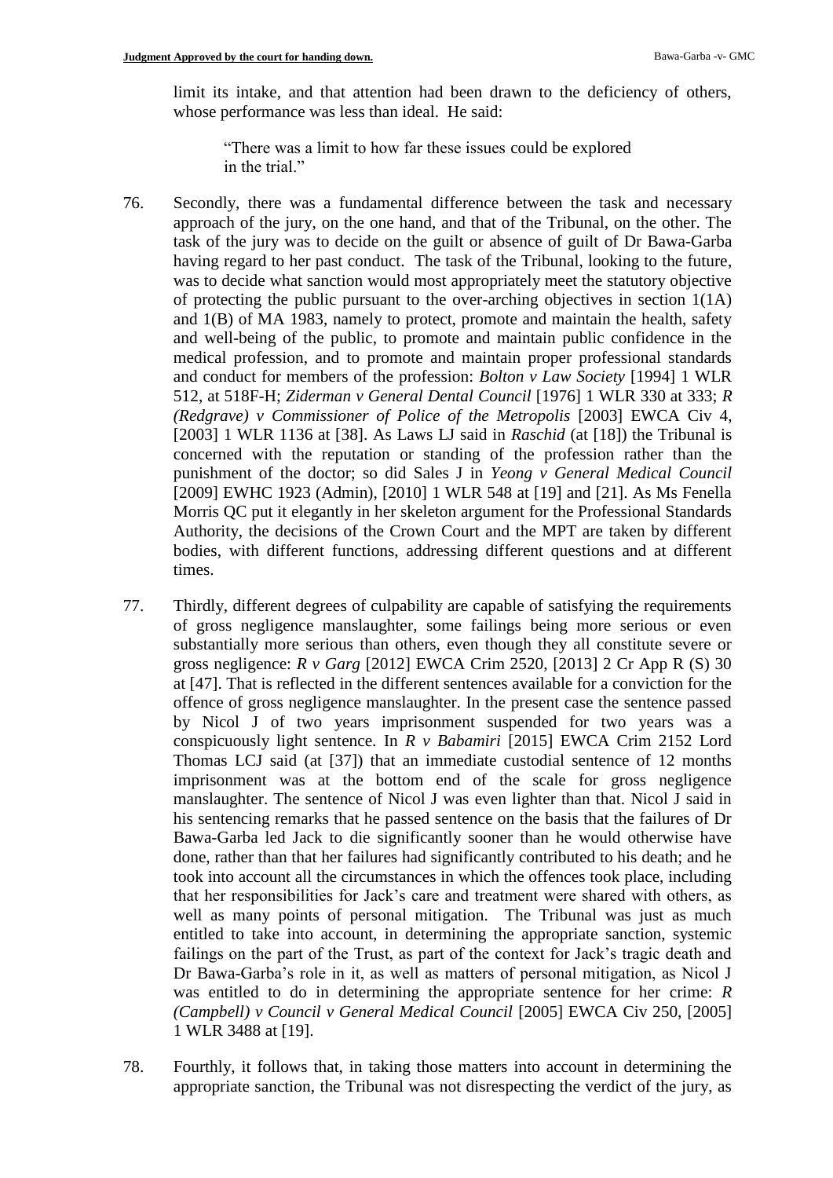limit its intake, and that attention had been drawn to the deficiency of others, whose performance was less than ideal. He said:

> "There was a limit to how far these issues could be explored in the trial."

76. Secondly, there was a fundamental difference between the task and necessary approach of the jury, on the one hand, and that of the Tribunal, on the other. The task of the jury was to decide on the guilt or absence of guilt of Dr Bawa-Garba having regard to her past conduct. The task of the Tribunal, looking to the future, was to decide what sanction would most appropriately meet the statutory objective of protecting the public pursuant to the over-arching objectives in section 1(1A) and 1(B) of MA 1983, namely to protect, promote and maintain the health, safety and well-being of the public, to promote and maintain public confidence in the medical profession, and to promote and maintain proper professional standards and conduct for members of the profession: *Bolton v Law Society* [1994] 1 WLR 512, at 518F-H; *Ziderman v General Dental Council* [1976] 1 WLR 330 at 333; *R (Redgrave) v Commissioner of Police of the Metropolis* [2003] EWCA Civ 4, [2003] 1 WLR 1136 at [38]. As Laws LJ said in *Raschid* (at [18]) the Tribunal is concerned with the reputation or standing of the profession rather than the punishment of the doctor; so did Sales J in *Yeong v General Medical Council* [2009] EWHC 1923 (Admin), [2010] 1 WLR 548 at [19] and [21]. As Ms Fenella Morris QC put it elegantly in her skeleton argument for the Professional Standards Authority, the decisions of the Crown Court and the MPT are taken by different bodies, with different functions, addressing different questions and at different times.

77. Thirdly, different degrees of culpability are capable of satisfying the requirements of gross negligence manslaughter, some failings being more serious or even substantially more serious than others, even though they all constitute severe or gross negligence: *R v Garg* [2012] EWCA Crim 2520, [2013] 2 Cr App R (S) 30 at [47]. That is reflected in the different sentences available for a conviction for the offence of gross negligence manslaughter. In the present case the sentence passed by Nicol J of two years imprisonment suspended for two years was a conspicuously light sentence. In *R v Babamiri* [2015] EWCA Crim 2152 Lord Thomas LCJ said (at [37]) that an immediate custodial sentence of 12 months imprisonment was at the bottom end of the scale for gross negligence manslaughter. The sentence of Nicol J was even lighter than that. Nicol J said in his sentencing remarks that he passed sentence on the basis that the failures of Dr Bawa-Garba led Jack to die significantly sooner than he would otherwise have done, rather than that her failures had significantly contributed to his death; and he took into account all the circumstances in which the offences took place, including that her responsibilities for Jack's care and treatment were shared with others, as well as many points of personal mitigation. The Tribunal was just as much entitled to take into account, in determining the appropriate sanction, systemic failings on the part of the Trust, as part of the context for Jack's tragic death and Dr Bawa-Garba's role in it, as well as matters of personal mitigation, as Nicol J was entitled to do in determining the appropriate sentence for her crime: *R (Campbell) v Council v General Medical Council* [2005] EWCA Civ 250, [2005] 1 WLR 3488 at [19].

78. Fourthly, it follows that, in taking those matters into account in determining the appropriate sanction, the Tribunal was not disrespecting the verdict of the jury, as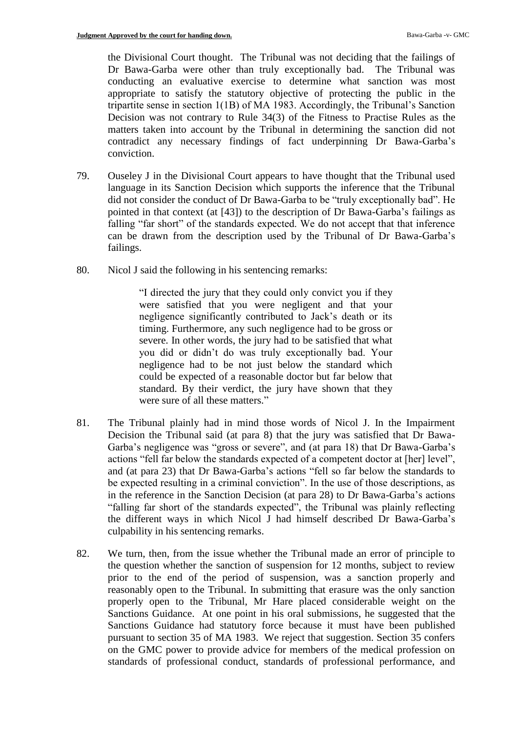the Divisional Court thought. The Tribunal was not deciding that the failings of Dr Bawa-Garba were other than truly exceptionally bad. The Tribunal was conducting an evaluative exercise to determine what sanction was most appropriate to satisfy the statutory objective of protecting the public in the tripartite sense in section 1(1B) of MA 1983. Accordingly, the Tribunal's Sanction Decision was not contrary to Rule 34(3) of the Fitness to Practise Rules as the matters taken into account by the Tribunal in determining the sanction did not contradict any necessary findings of fact underpinning Dr Bawa-Garba's conviction.

79. Ouseley J in the Divisional Court appears to have thought that the Tribunal used language in its Sanction Decision which supports the inference that the Tribunal did not consider the conduct of Dr Bawa-Garba to be "truly exceptionally bad". He pointed in that context (at [43]) to the description of Dr Bawa-Garba's failings as falling "far short" of the standards expected. We do not accept that that inference can be drawn from the description used by the Tribunal of Dr Bawa-Garba's failings.

80. Nicol J said the following in his sentencing remarks:

> "I directed the jury that they could only convict you if they were satisfied that you were negligent and that your negligence significantly contributed to Jack's death or its timing. Furthermore, any such negligence had to be gross or severe. In other words, the jury had to be satisfied that what you did or didn't do was truly exceptionally bad. Your negligence had to be not just below the standard which could be expected of a reasonable doctor but far below that standard. By their verdict, the jury have shown that they were sure of all these matters."

81. The Tribunal plainly had in mind those words of Nicol J. In the Impairment Decision the Tribunal said (at para 8) that the jury was satisfied that Dr Bawa-Garba's negligence was "gross or severe", and (at para 18) that Dr Bawa-Garba's actions "fell far below the standards expected of a competent doctor at [her] level", and (at para 23) that Dr Bawa-Garba's actions "fell so far below the standards to be expected resulting in a criminal conviction". In the use of those descriptions, as in the reference in the Sanction Decision (at para 28) to Dr Bawa-Garba's actions "falling far short of the standards expected", the Tribunal was plainly reflecting the different ways in which Nicol J had himself described Dr Bawa-Garba's culpability in his sentencing remarks.

82. We turn, then, from the issue whether the Tribunal made an error of principle to the question whether the sanction of suspension for 12 months, subject to review prior to the end of the period of suspension, was a sanction properly and reasonably open to the Tribunal. In submitting that erasure was the only sanction properly open to the Tribunal, Mr Hare placed considerable weight on the Sanctions Guidance. At one point in his oral submissions, he suggested that the Sanctions Guidance had statutory force because it must have been published pursuant to section 35 of MA 1983. We reject that suggestion. Section 35 confers on the GMC power to provide advice for members of the medical profession on standards of professional conduct, standards of professional performance, and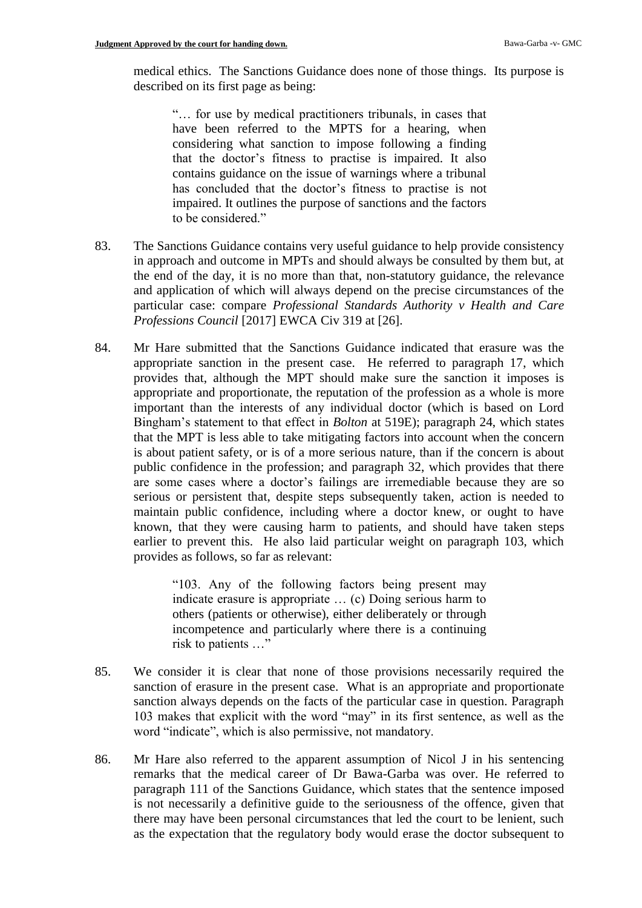medical ethics. The Sanctions Guidance does none of those things. Its purpose is described on its first page as being:

> "… for use by medical practitioners tribunals, in cases that have been referred to the MPTS for a hearing, when considering what sanction to impose following a finding that the doctor's fitness to practise is impaired. It also contains guidance on the issue of warnings where a tribunal has concluded that the doctor's fitness to practise is not impaired. It outlines the purpose of sanctions and the factors to be considered."

83. The Sanctions Guidance contains very useful guidance to help provide consistency in approach and outcome in MPTs and should always be consulted by them but, at the end of the day, it is no more than that, non-statutory guidance, the relevance and application of which will always depend on the precise circumstances of the particular case: compare *Professional Standards Authority v Health and Care Professions Council* [2017] EWCA Civ 319 at [26].

84. Mr Hare submitted that the Sanctions Guidance indicated that erasure was the appropriate sanction in the present case. He referred to paragraph 17, which provides that, although the MPT should make sure the sanction it imposes is appropriate and proportionate, the reputation of the profession as a whole is more important than the interests of any individual doctor (which is based on Lord Bingham's statement to that effect in *Bolton* at 519E); paragraph 24, which states that the MPT is less able to take mitigating factors into account when the concern is about patient safety, or is of a more serious nature, than if the concern is about public confidence in the profession; and paragraph 32, which provides that there are some cases where a doctor's failings are irremediable because they are so serious or persistent that, despite steps subsequently taken, action is needed to maintain public confidence, including where a doctor knew, or ought to have known, that they were causing harm to patients, and should have taken steps earlier to prevent this. He also laid particular weight on paragraph 103, which provides as follows, so far as relevant:

> "103. Any of the following factors being present may indicate erasure is appropriate … (c) Doing serious harm to others (patients or otherwise), either deliberately or through incompetence and particularly where there is a continuing risk to patients …"

85. We consider it is clear that none of those provisions necessarily required the sanction of erasure in the present case. What is an appropriate and proportionate sanction always depends on the facts of the particular case in question. Paragraph 103 makes that explicit with the word "may" in its first sentence, as well as the word "indicate", which is also permissive, not mandatory.

86. Mr Hare also referred to the apparent assumption of Nicol J in his sentencing remarks that the medical career of Dr Bawa-Garba was over. He referred to paragraph 111 of the Sanctions Guidance, which states that the sentence imposed is not necessarily a definitive guide to the seriousness of the offence, given that there may have been personal circumstances that led the court to be lenient, such as the expectation that the regulatory body would erase the doctor subsequent to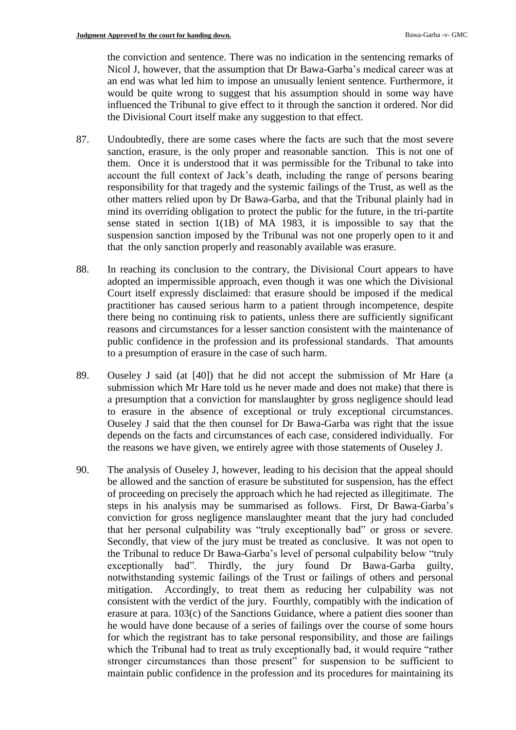the conviction and sentence. There was no indication in the sentencing remarks of Nicol J, however, that the assumption that Dr Bawa-Garba's medical career was at an end was what led him to impose an unusually lenient sentence. Furthermore, it would be quite wrong to suggest that his assumption should in some way have influenced the Tribunal to give effect to it through the sanction it ordered. Nor did the Divisional Court itself make any suggestion to that effect.

87. Undoubtedly, there are some cases where the facts are such that the most severe sanction, erasure, is the only proper and reasonable sanction. This is not one of them. Once it is understood that it was permissible for the Tribunal to take into account the full context of Jack's death, including the range of persons bearing responsibility for that tragedy and the systemic failings of the Trust, as well as the other matters relied upon by Dr Bawa-Garba, and that the Tribunal plainly had in mind its overriding obligation to protect the public for the future, in the tri-partite sense stated in section 1(1B) of MA 1983, it is impossible to say that the suspension sanction imposed by the Tribunal was not one properly open to it and that the only sanction properly and reasonably available was erasure.

88. In reaching its conclusion to the contrary, the Divisional Court appears to have adopted an impermissible approach, even though it was one which the Divisional Court itself expressly disclaimed: that erasure should be imposed if the medical practitioner has caused serious harm to a patient through incompetence, despite there being no continuing risk to patients, unless there are sufficiently significant reasons and circumstances for a lesser sanction consistent with the maintenance of public confidence in the profession and its professional standards. That amounts to a presumption of erasure in the case of such harm.

89. Ouseley J said (at [40]) that he did not accept the submission of Mr Hare (a submission which Mr Hare told us he never made and does not make) that there is a presumption that a conviction for manslaughter by gross negligence should lead to erasure in the absence of exceptional or truly exceptional circumstances. Ouseley J said that the then counsel for Dr Bawa-Garba was right that the issue depends on the facts and circumstances of each case, considered individually. For the reasons we have given, we entirely agree with those statements of Ouseley J.

90. The analysis of Ouseley J, however, leading to his decision that the appeal should be allowed and the sanction of erasure be substituted for suspension, has the effect of proceeding on precisely the approach which he had rejected as illegitimate. The steps in his analysis may be summarised as follows. First, Dr Bawa-Garba's conviction for gross negligence manslaughter meant that the jury had concluded that her personal culpability was "truly exceptionally bad" or gross or severe. Secondly, that view of the jury must be treated as conclusive. It was not open to the Tribunal to reduce Dr Bawa-Garba's level of personal culpability below "truly exceptionally bad". Thirdly, the jury found Dr Bawa-Garba guilty, notwithstanding systemic failings of the Trust or failings of others and personal mitigation. Accordingly, to treat them as reducing her culpability was not consistent with the verdict of the jury. Fourthly, compatibly with the indication of erasure at para. 103(c) of the Sanctions Guidance, where a patient dies sooner than he would have done because of a series of failings over the course of some hours for which the registrant has to take personal responsibility, and those are failings which the Tribunal had to treat as truly exceptionally bad, it would require "rather stronger circumstances than those present" for suspension to be sufficient to maintain public confidence in the profession and its procedures for maintaining its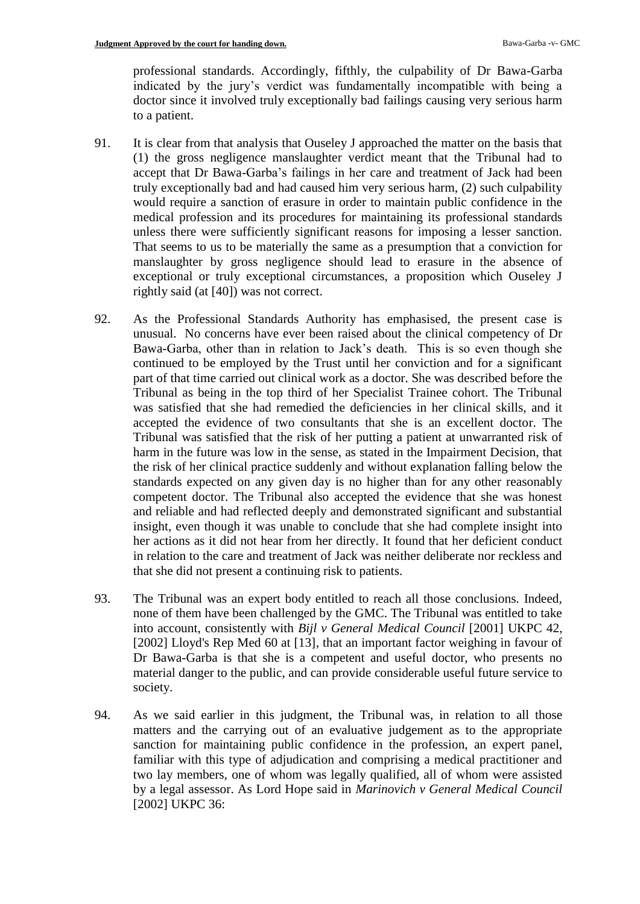professional standards. Accordingly, fifthly, the culpability of Dr Bawa-Garba indicated by the jury's verdict was fundamentally incompatible with being a doctor since it involved truly exceptionally bad failings causing very serious harm to a patient.

91. It is clear from that analysis that Ouseley J approached the matter on the basis that (1) the gross negligence manslaughter verdict meant that the Tribunal had to accept that Dr Bawa-Garba's failings in her care and treatment of Jack had been truly exceptionally bad and had caused him very serious harm, (2) such culpability would require a sanction of erasure in order to maintain public confidence in the medical profession and its procedures for maintaining its professional standards unless there were sufficiently significant reasons for imposing a lesser sanction. That seems to us to be materially the same as a presumption that a conviction for manslaughter by gross negligence should lead to erasure in the absence of exceptional or truly exceptional circumstances, a proposition which Ouseley J rightly said (at [40]) was not correct.

92. As the Professional Standards Authority has emphasised, the present case is unusual. No concerns have ever been raised about the clinical competency of Dr Bawa-Garba, other than in relation to Jack's death. This is so even though she continued to be employed by the Trust until her conviction and for a significant part of that time carried out clinical work as a doctor. She was described before the Tribunal as being in the top third of her Specialist Trainee cohort. The Tribunal was satisfied that she had remedied the deficiencies in her clinical skills, and it accepted the evidence of two consultants that she is an excellent doctor. The Tribunal was satisfied that the risk of her putting a patient at unwarranted risk of harm in the future was low in the sense, as stated in the Impairment Decision, that the risk of her clinical practice suddenly and without explanation falling below the standards expected on any given day is no higher than for any other reasonably competent doctor. The Tribunal also accepted the evidence that she was honest and reliable and had reflected deeply and demonstrated significant and substantial insight, even though it was unable to conclude that she had complete insight into her actions as it did not hear from her directly. It found that her deficient conduct in relation to the care and treatment of Jack was neither deliberate nor reckless and that she did not present a continuing risk to patients.

93. The Tribunal was an expert body entitled to reach all those conclusions. Indeed, none of them have been challenged by the GMC. The Tribunal was entitled to take into account, consistently with *Bijl v General Medical Council* [2001] UKPC 42, [2002] Lloyd's Rep Med 60 at [13], that an important factor weighing in favour of Dr Bawa-Garba is that she is a competent and useful doctor, who presents no material danger to the public, and can provide considerable useful future service to society.

94. As we said earlier in this judgment, the Tribunal was, in relation to all those matters and the carrying out of an evaluative judgement as to the appropriate sanction for maintaining public confidence in the profession, an expert panel, familiar with this type of adjudication and comprising a medical practitioner and two lay members, one of whom was legally qualified, all of whom were assisted by a legal assessor. As Lord Hope said in *Marinovich v General Medical Council* [2002] UKPC 36: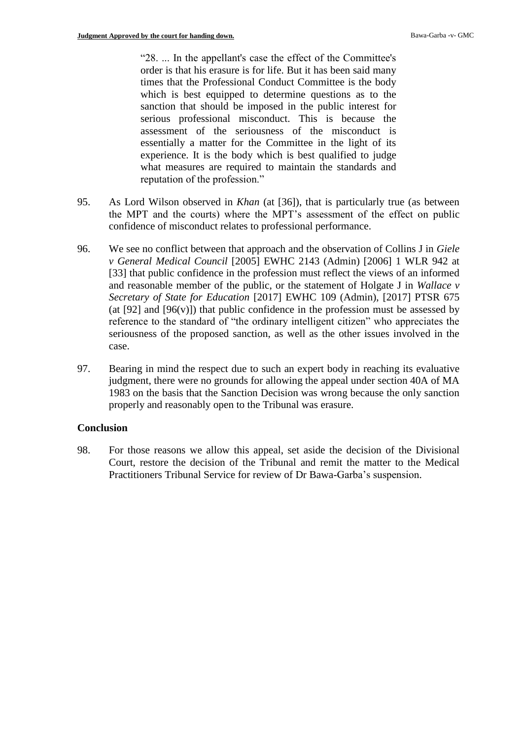> "28. ... In the appellant's case the effect of the Committee's order is that his erasure is for life. But it has been said many times that the Professional Conduct Committee is the body which is best equipped to determine questions as to the sanction that should be imposed in the public interest for serious professional misconduct. This is because the assessment of the seriousness of the misconduct is essentially a matter for the Committee in the light of its experience. It is the body which is best qualified to judge what measures are required to maintain the standards and reputation of the profession."

95. As Lord Wilson observed in *Khan* (at [36]), that is particularly true (as between the MPT and the courts) where the MPT's assessment of the effect on public confidence of misconduct relates to professional performance.

96. We see no conflict between that approach and the observation of Collins J in *Giele v General Medical Council* [2005] EWHC 2143 (Admin) [2006] 1 WLR 942 at [33] that public confidence in the profession must reflect the views of an informed and reasonable member of the public, or the statement of Holgate J in *Wallace v Secretary of State for Education* [2017] EWHC 109 (Admin), [2017] PTSR 675 (at [92] and [96(v)]) that public confidence in the profession must be assessed by reference to the standard of "the ordinary intelligent citizen" who appreciates the seriousness of the proposed sanction, as well as the other issues involved in the case.

97. Bearing in mind the respect due to such an expert body in reaching its evaluative judgment, there were no grounds for allowing the appeal under section 40A of MA 1983 on the basis that the Sanction Decision was wrong because the only sanction properly and reasonably open to the Tribunal was erasure.

## Conclusion

98. For those reasons we allow this appeal, set aside the decision of the Divisional Court, restore the decision of the Tribunal and remit the matter to the Medical Practitioners Tribunal Service for review of Dr Bawa-Garba's suspension.